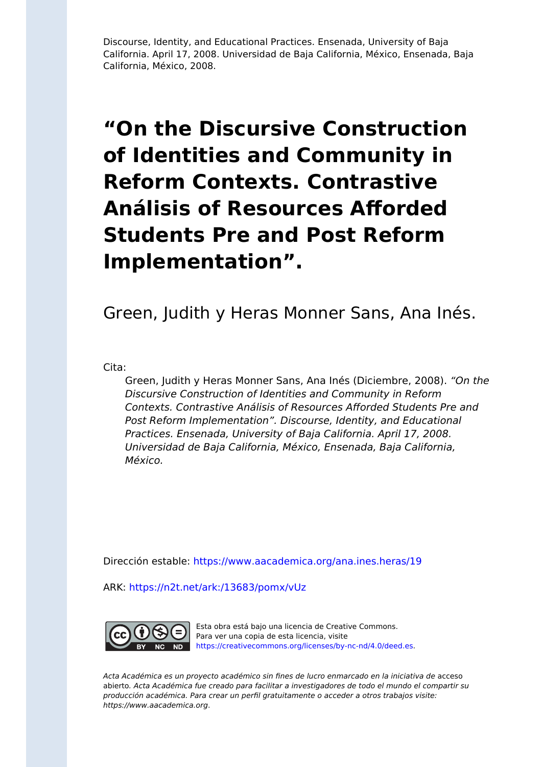Discourse, Identity, and Educational Practices. Ensenada, University of Baja California. April 17, 2008. Universidad de Baja California, México, Ensenada, Baja California, México, 2008.

# “On the Discursive Construction of Identities and Community in Reform Contexts. Contrastive Análisis of Resources Afforded Students Pre and Post Reform Implementation”.

Green, Judith y Heras Monner Sans, Ana Inés.

Cita:

Green, Judith y Heras Monner Sans, Ana Inés (Diciembre, 2008). *“On the Discursive Construction of Identities and Community in Reform Contexts. Contrastive Análisis of Resources Afforded Students Pre and Post Reform Implementation”. Discourse, Identity, and Educational Practices. Ensenada, University of Baja California. April 17, 2008. Universidad de Baja California, México, Ensenada, Baja California, México.*

Dirección estable: https://www.aacademica.org/ana.ines.heras/19

ARK: https://n2t.net/ark:/13683/pomx/vUz

Esta obra está bajo una licencia de Creative Commons. Para ver una copia de esta licencia, visite https://creativecommons.org/licenses/by-nc-nd/4.0/deed.es.

*Acta Académica es un proyecto académico sin fines de lucro enmarcado en la iniciativa de* acceso abierto. *Acta Académica fue creado para facilitar a investigadores de todo el mundo el compartir su producción académica. Para crear un perfil gratuitamente o acceder a otros trabajos visite: https://www.aacademica.org.*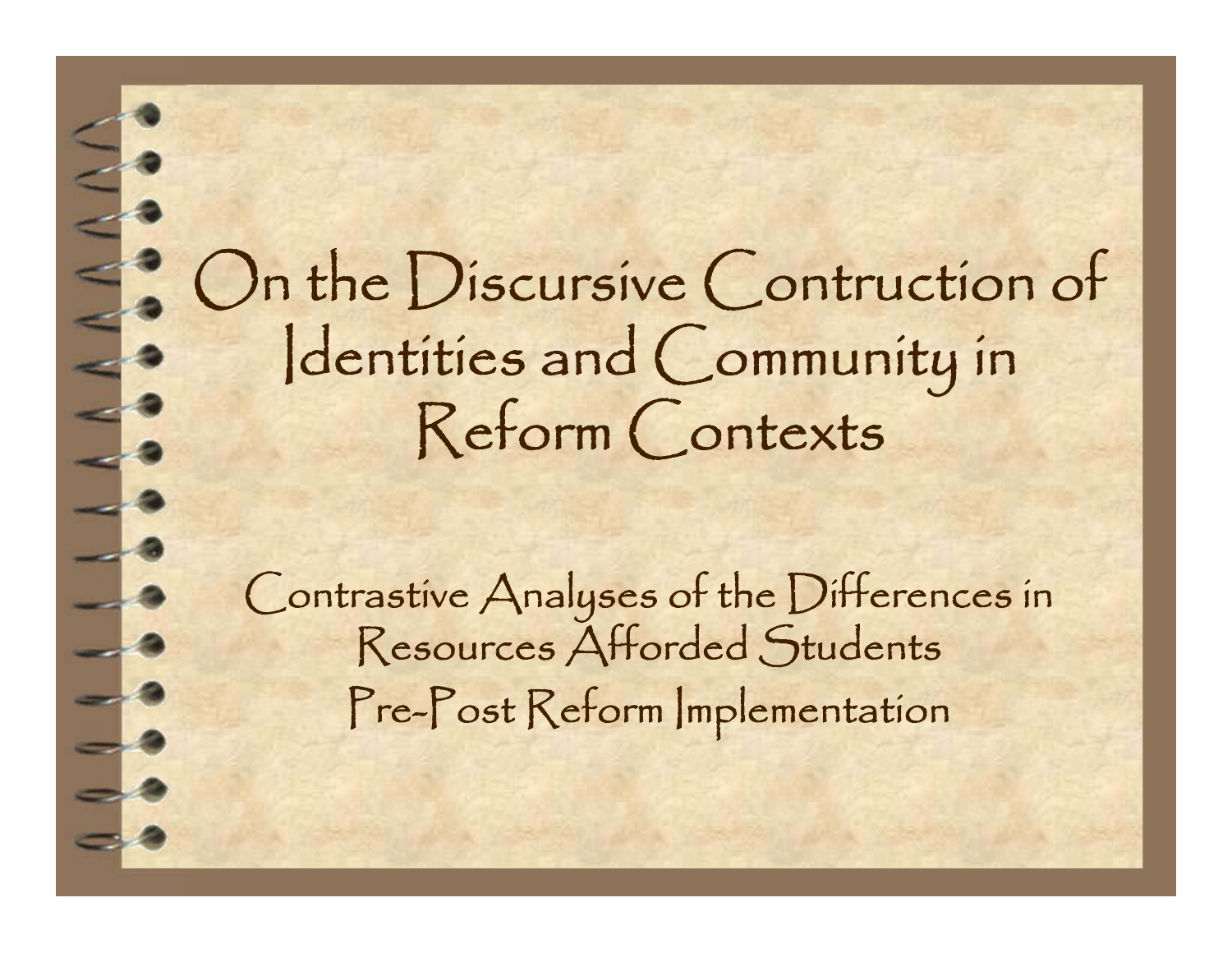# On the Discursive Contruction of Identities and Community in Reform Contexts

Contrastive Analyses of the Differences in Resources Afforded Students Pre-Post Reform Implementation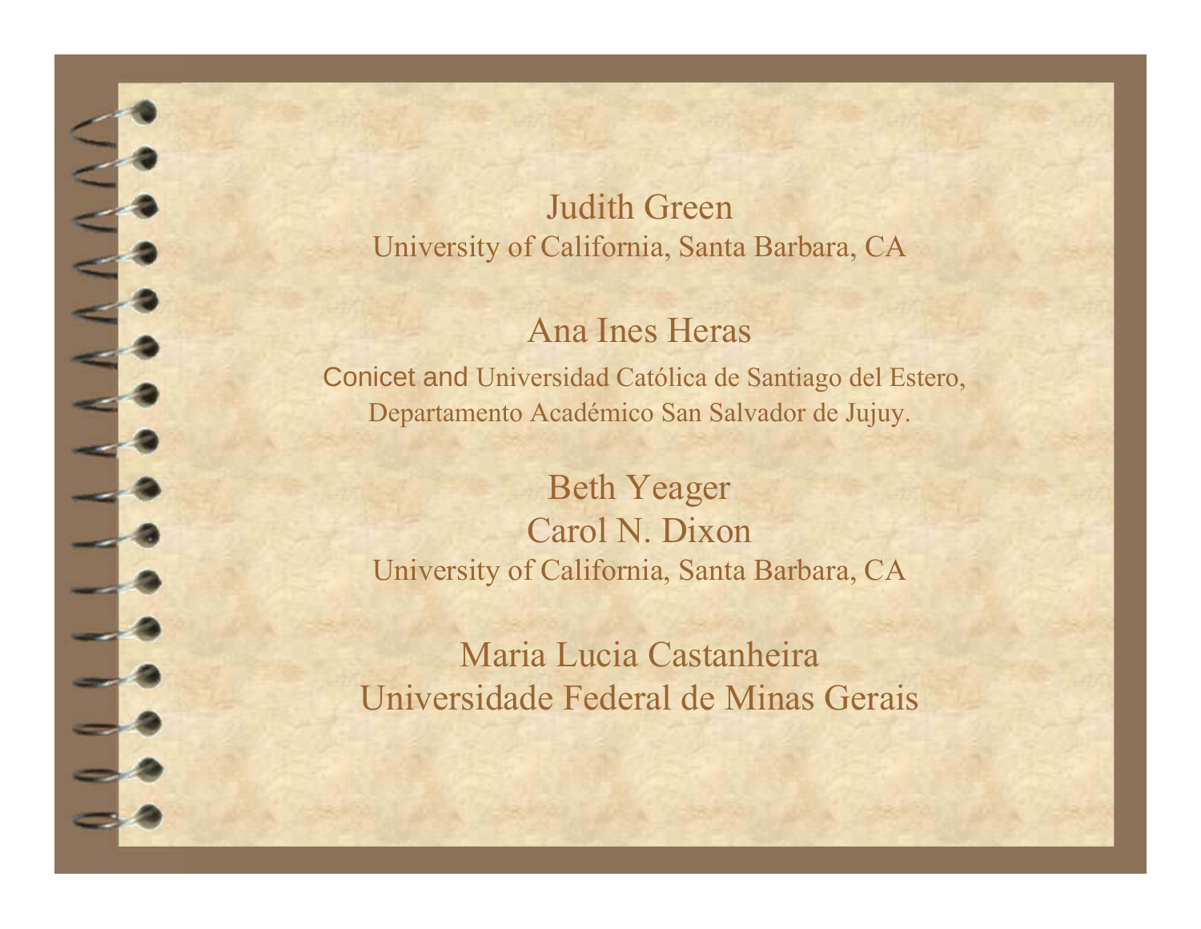Judith Green
University of California, Santa Barbara, CA

Ana Ines Heras
Conicet and Universidad Católica de Santiago del Estero,
Departamento Académico San Salvador de Jujuy.

Beth Yeager
Carol N. Dixon
University of California, Santa Barbara, CA

Maria Lucia Castanheira
Universidade Federal de Minas Gerais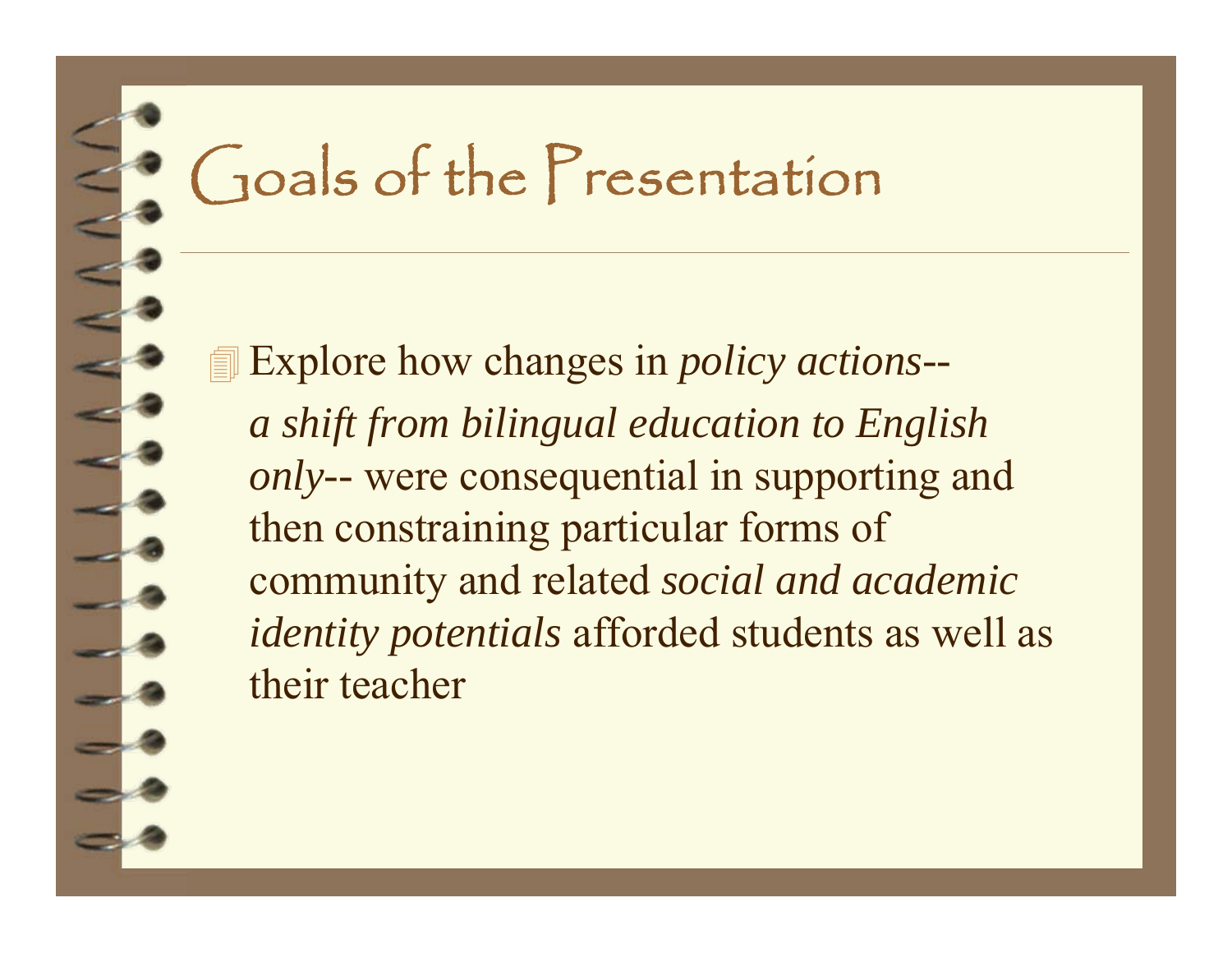# Goals of the Presentation

- Explore how changes in *policy actions*-- *a shift from bilingual education to English only*-- were consequential in supporting and then constraining particular forms of community and related *social and academic identity potentials* afforded students as well as their teacher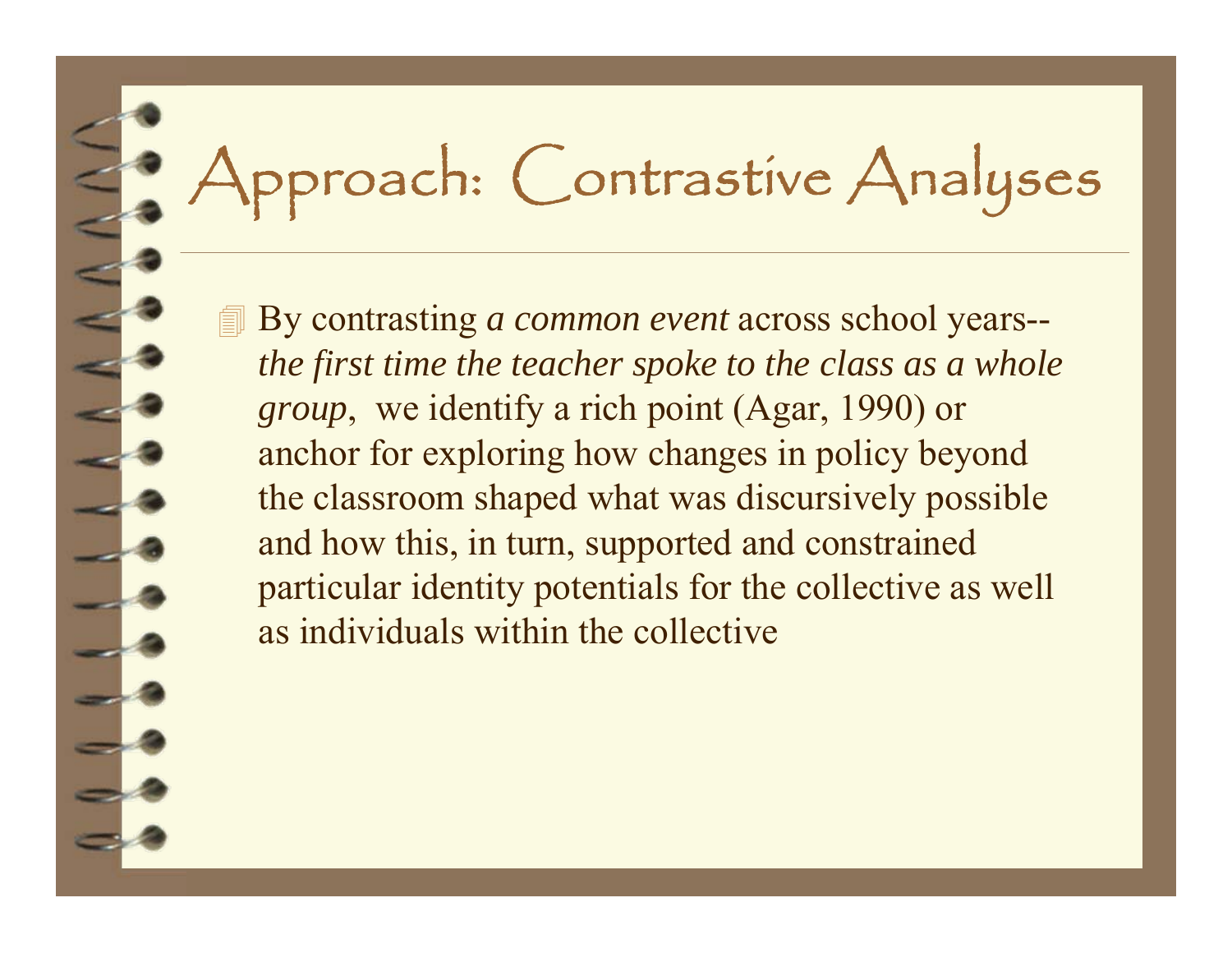# Approach: Contrastive Analyses

- By contrasting *a common event* across school years-- *the first time the teacher spoke to the class as a whole group*, we identify a rich point (Agar, 1990) or anchor for exploring how changes in policy beyond the classroom shaped what was discursively possible and how this, in turn, supported and constrained particular identity potentials for the collective as well as individuals within the collective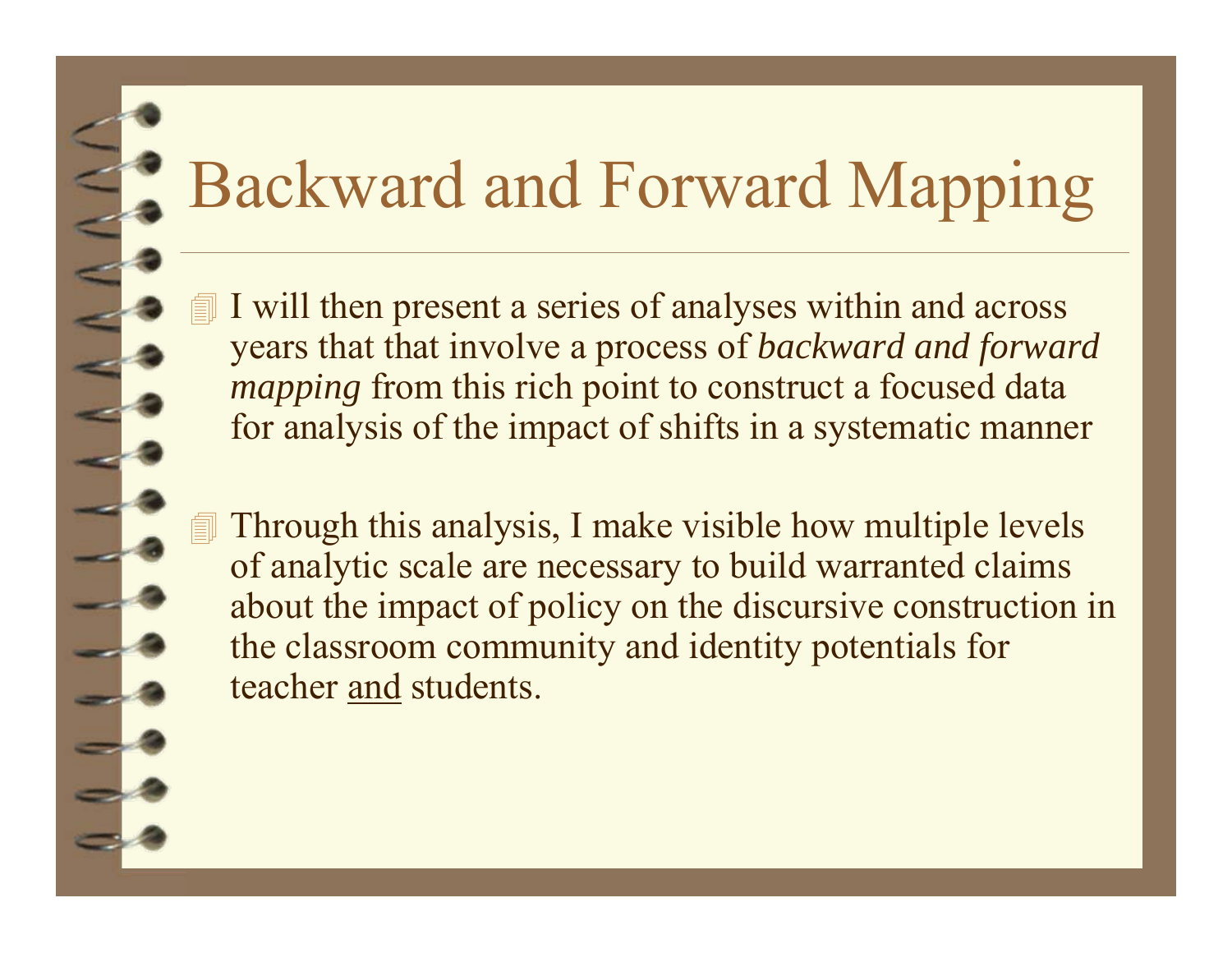# Backward and Forward Mapping

- I will then present a series of analyses within and across years that that involve a process of *backward and forward mapping* from this rich point to construct a focused data for analysis of the impact of shifts in a systematic manner

- Through this analysis, I make visible how multiple levels of analytic scale are necessary to build warranted claims about the impact of policy on the discursive construction in the classroom community and identity potentials for teacher <u>and</u> students.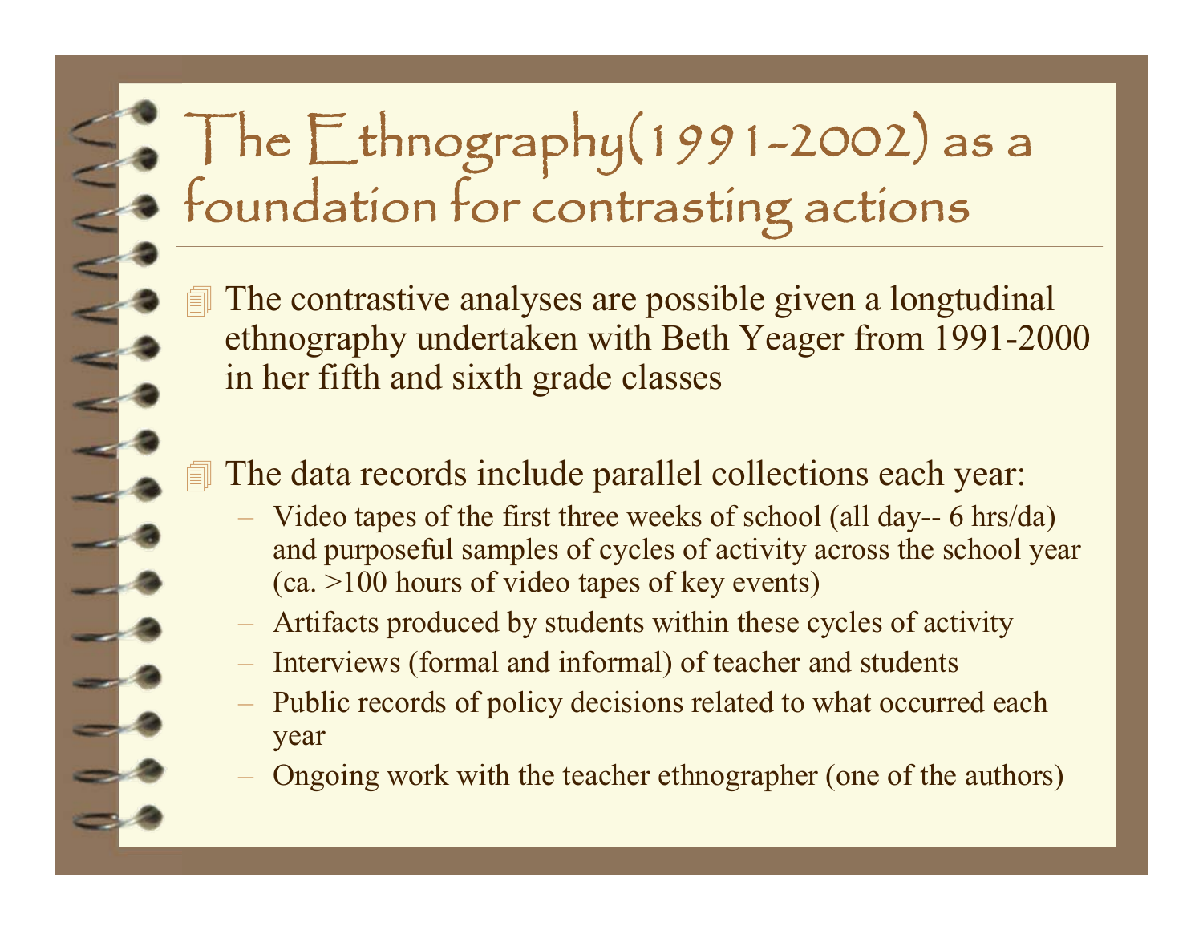# The Ethnography(1991-2002) as a foundation for contrasting actions

- The contrastive analyses are possible given a longtudinal ethnography undertaken with Beth Yeager from 1991-2000 in her fifth and sixth grade classes
- The data records include parallel collections each year:
  - Video tapes of the first three weeks of school (all day-- 6 hrs/da) and purposeful samples of cycles of activity across the school year (ca. >100 hours of video tapes of key events)
  - Artifacts produced by students within these cycles of activity
  - Interviews (formal and informal) of teacher and students
  - Public records of policy decisions related to what occurred each year
  - Ongoing work with the teacher ethnographer (one of the authors)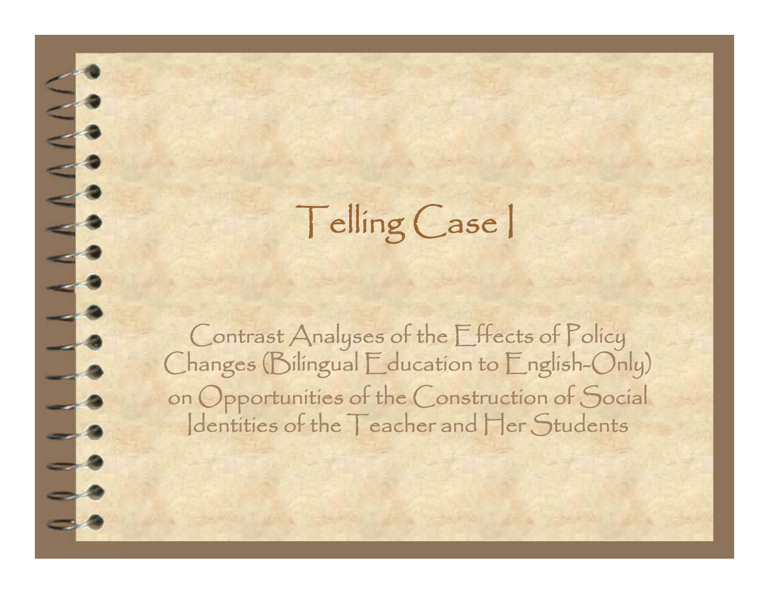# Telling Case I

Contrast Analyses of the Effects of Policy Changes (Bilingual Education to English-Only) on Opportunities of the Construction of Social Identities of the Teacher and Her Students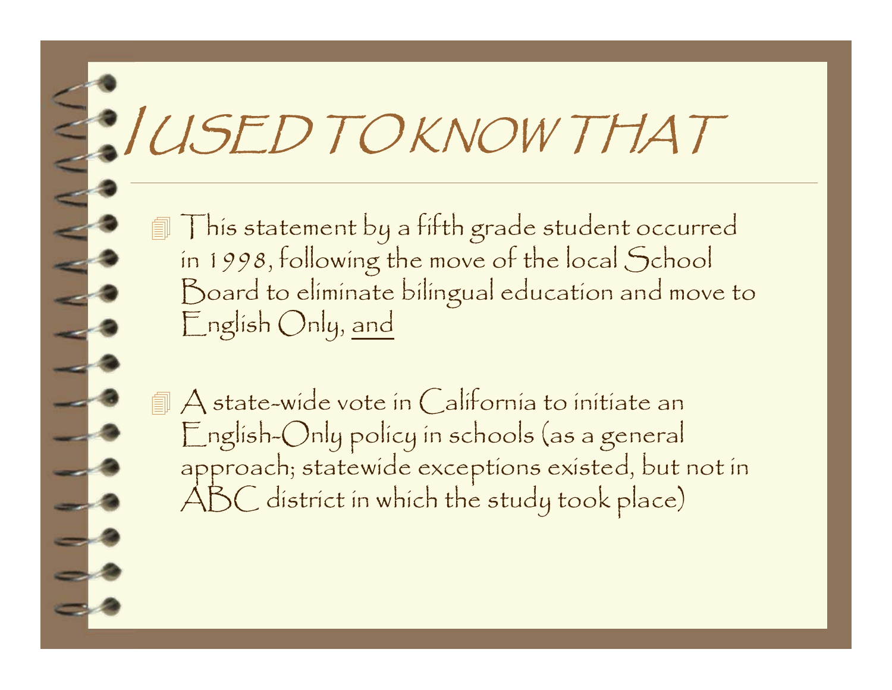# I USED TO KNOW THAT

- This statement by a fifth grade student occurred in 1998, following the move of the local School Board to eliminate bilingual education and move to English Only, <u>and</u>

- A state-wide vote in California to initiate an English-Only policy in schools (as a general approach; statewide exceptions existed, but not in ABC district in which the study took place)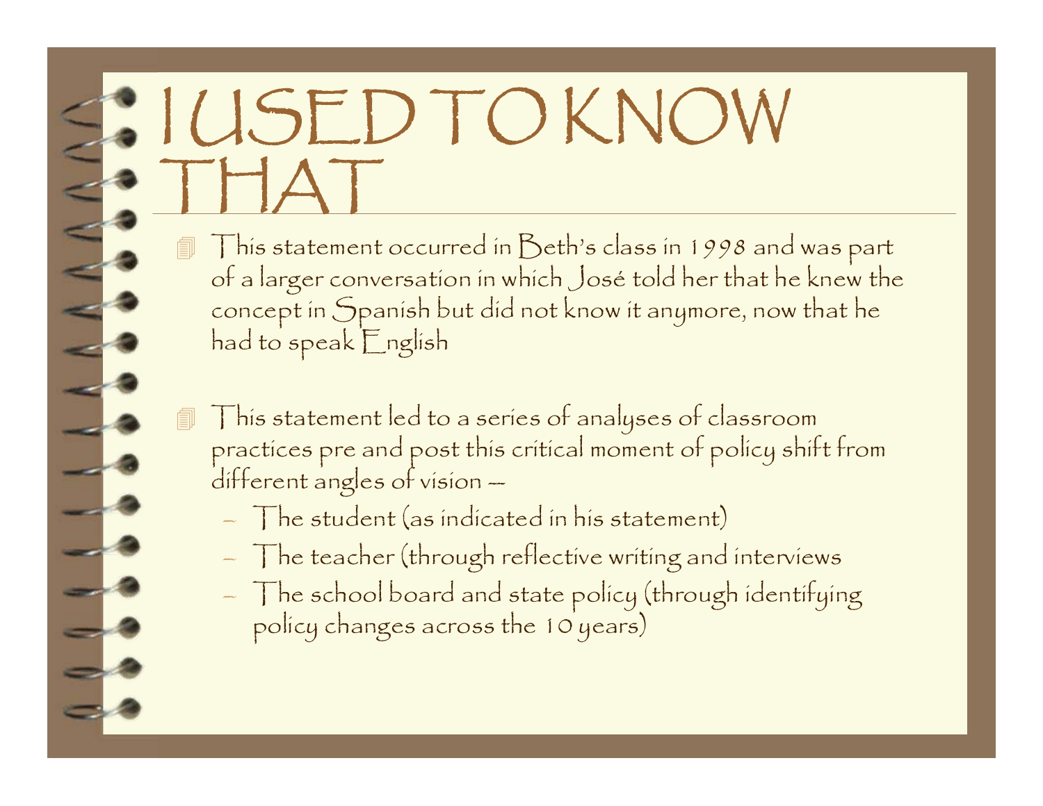# I USED TO KNOW THAT

- This statement occurred in Beth's class in 1998 and was part of a larger conversation in which José told her that he knew the concept in Spanish but did not know it anymore, now that he had to speak English

- This statement led to a series of analyses of classroom practices pre and post this critical moment of policy shift from different angles of vision --
  - The student (as indicated in his statement)
  - The teacher (through reflective writing and interviews
  - The school board and state policy (through identifying policy changes across the 10 years)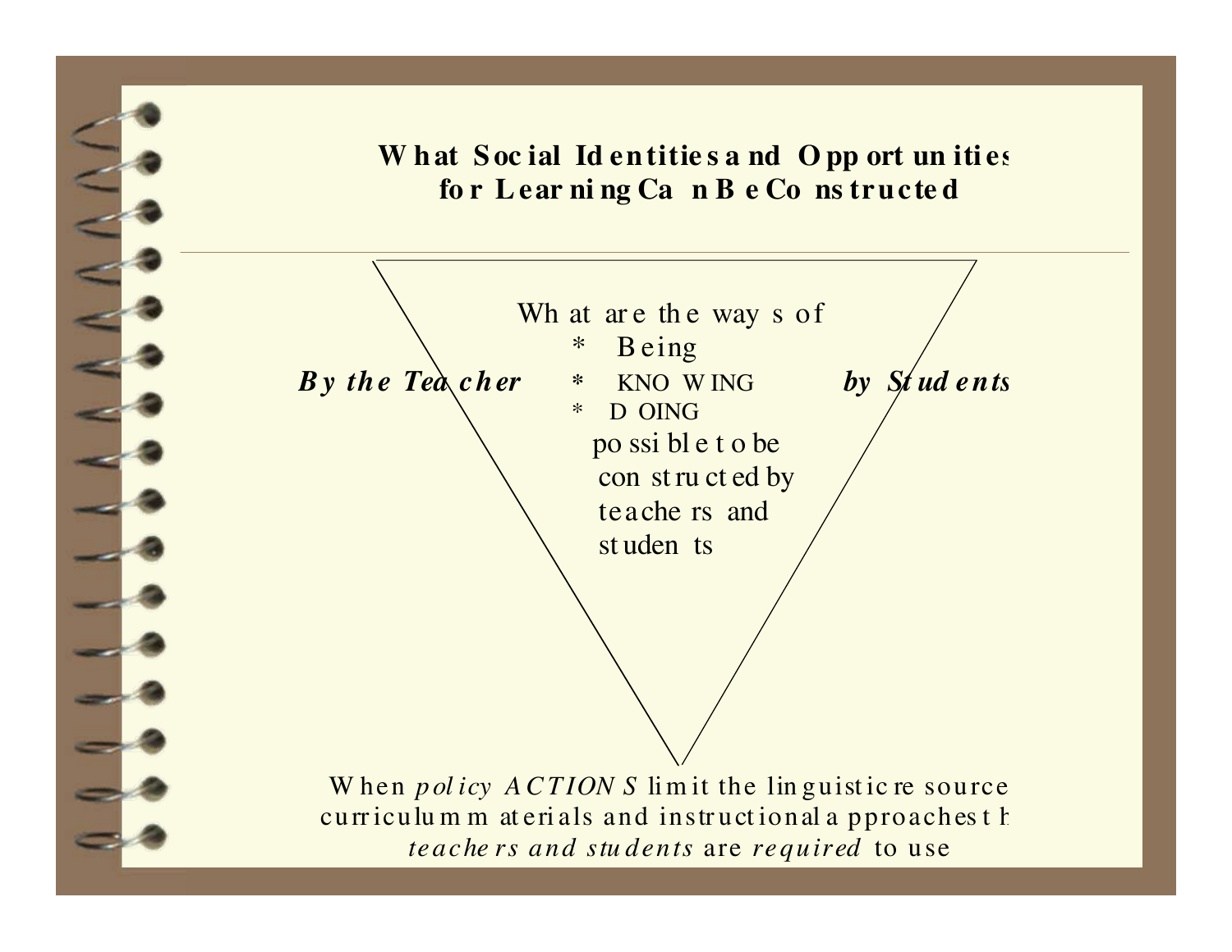## What Social Identities and Opportunities for Learning Can Be Constructed

***By the Teacher*** — ***by Students***

What are the ways of
* Being
* KNOWING
* DOING

possible to be constructed by teachers and students

When *policy ACTIONS* limit the linguistic resources, curriculum materials and instructional approaches that *teachers and students* are *required* to use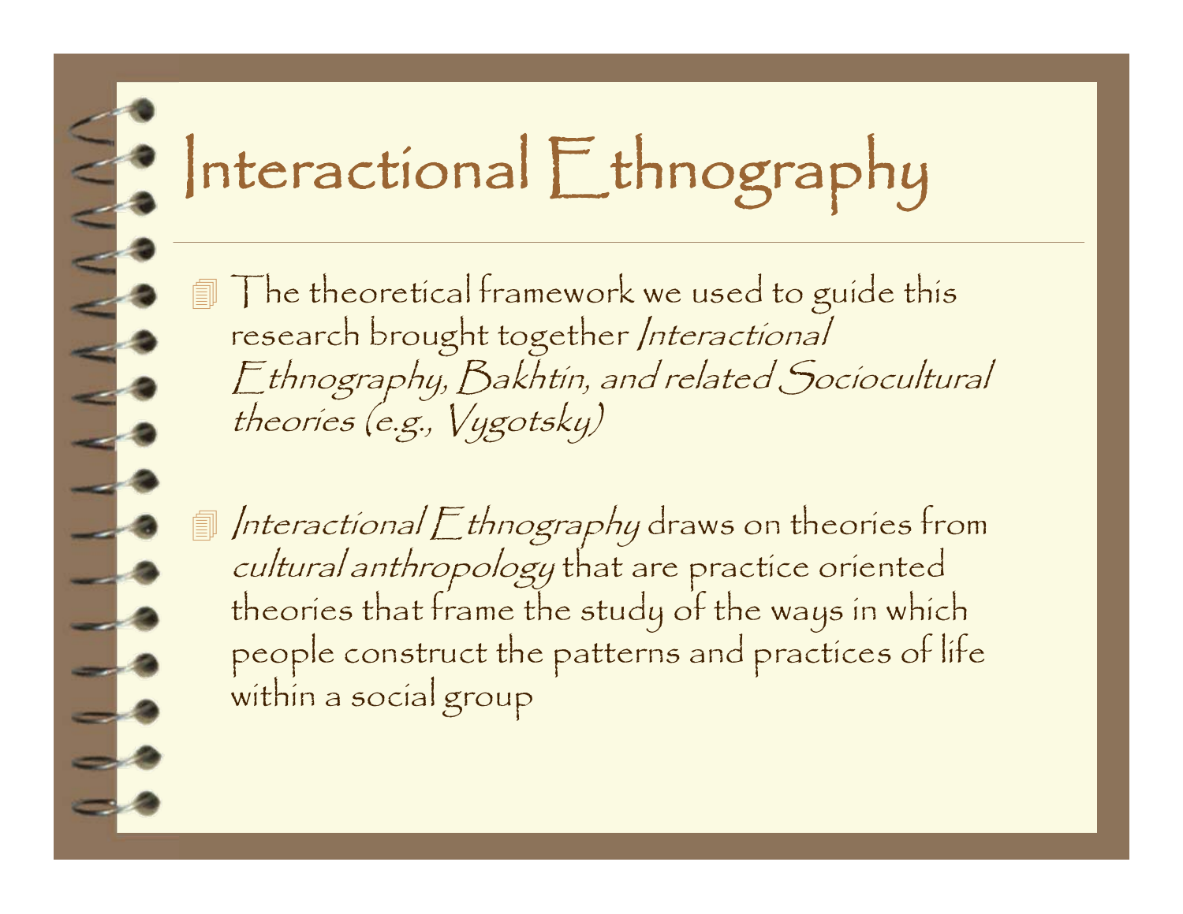# Interactional Ethnography

- The theoretical framework we used to guide this research brought together *Interactional Ethnography, Bakhtin, and related Sociocultural theories (e.g., Vygotsky)*

- *Interactional Ethnography* draws on theories from *cultural anthropology* that are practice oriented theories that frame the study of the ways in which people construct the patterns and practices of life within a social group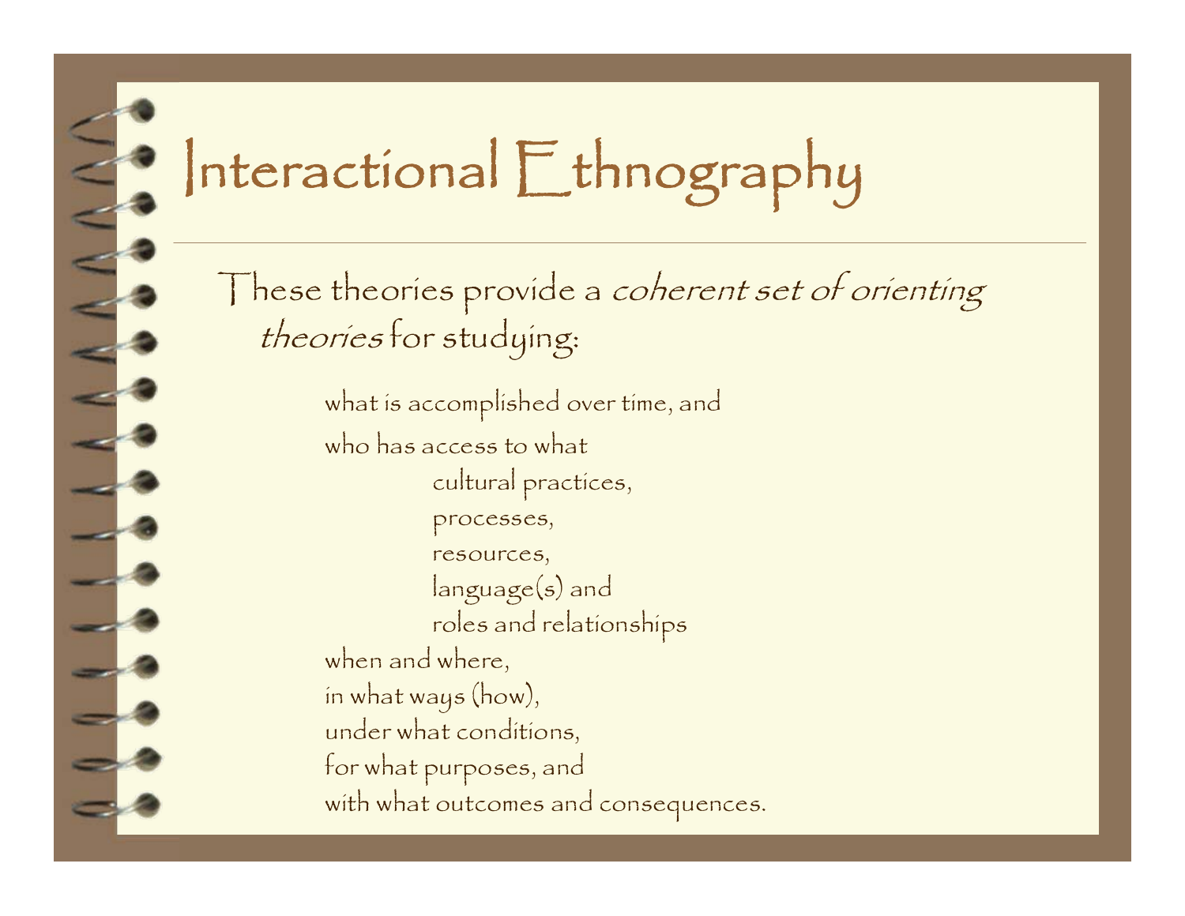# Interactional Ethnography

These theories provide a *coherent set of orienting theories* for studying:

- what is accomplished over time, and
- who has access to what
  - cultural practices,
  - processes,
  - resources,
  - language(s) and
  - roles and relationships
- when and where,
- in what ways (how),
- under what conditions,
- for what purposes, and
- with what outcomes and consequences.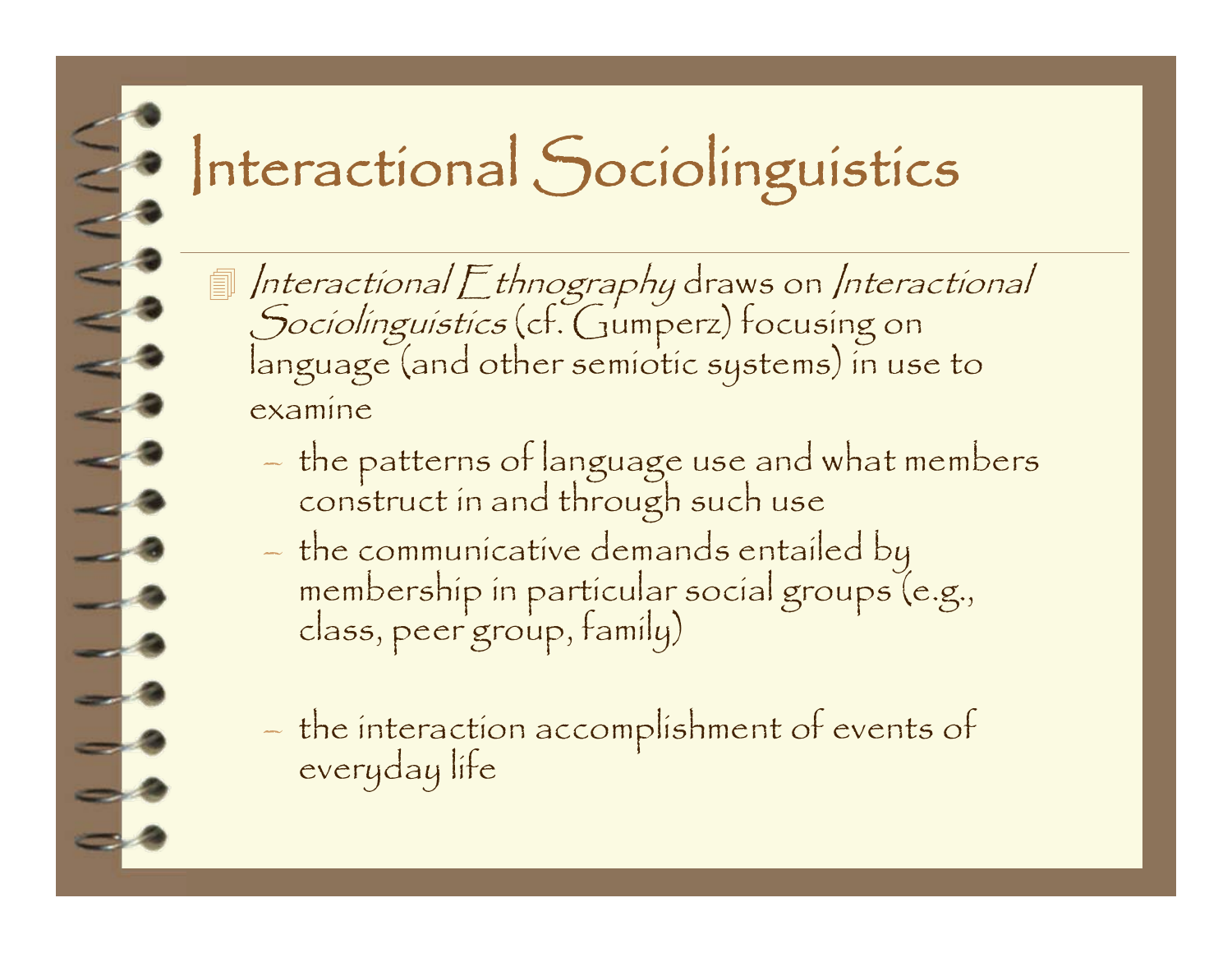# Interactional Sociolinguistics

- *Interactional Ethnography* draws on *Interactional Sociolinguistics* (cf. Gumperz) focusing on language (and other semiotic systems) in use to examine
  - the patterns of language use and what members construct in and through such use
  - the communicative demands entailed by membership in particular social groups (e.g., class, peer group, family)
  - the interaction accomplishment of events of everyday life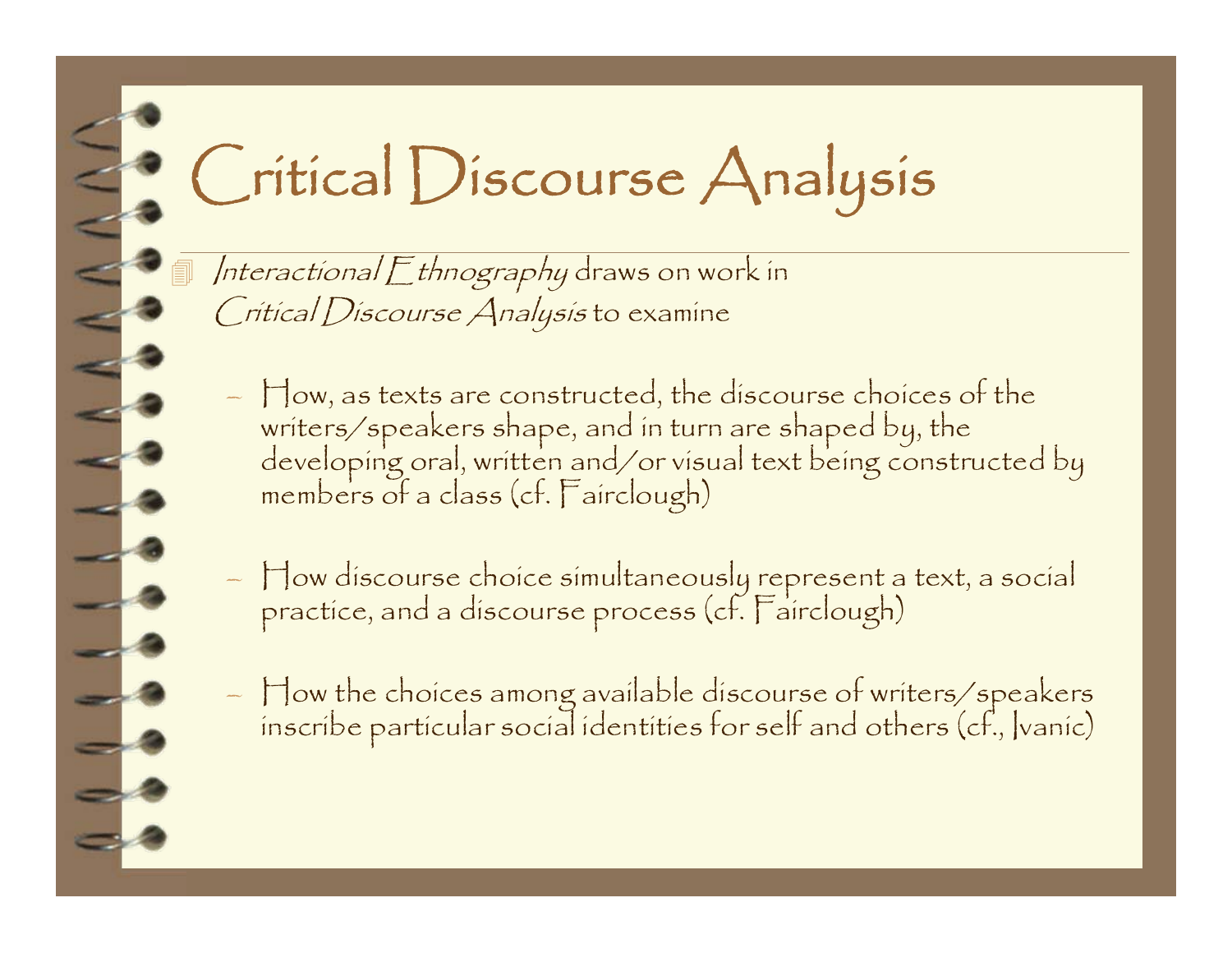# Critical Discourse Analysis

- *Interactional Ethnography* draws on work in *Critical Discourse Analysis* to examine
  - How, as texts are constructed, the discourse choices of the writers/speakers shape, and in turn are shaped by, the developing oral, written and/or visual text being constructed by members of a class (cf. Fairclough)
  - How discourse choice simultaneously represent a text, a social practice, and a discourse process (cf. Fairclough)
  - How the choices among available discourse of writers/speakers inscribe particular social identities for self and others (cf., Ivanic)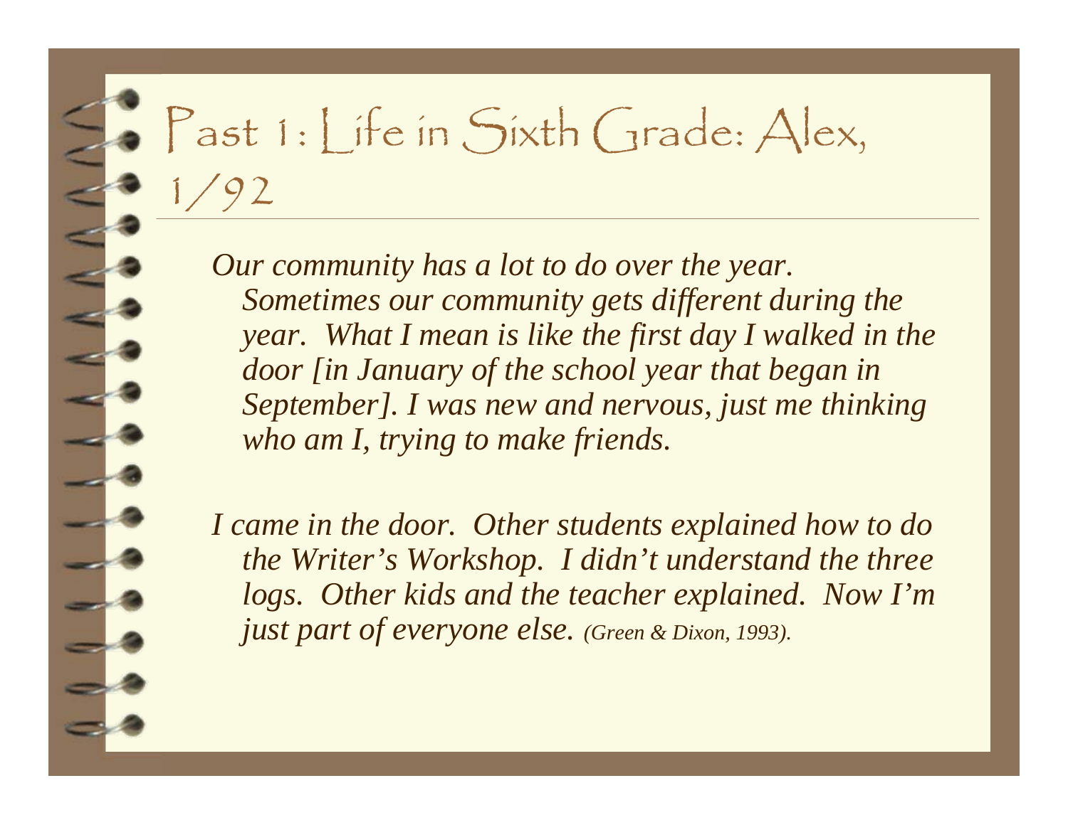# Past 1: Life in Sixth Grade: Alex, 1/92

*Our community has a lot to do over the year. Sometimes our community gets different during the year. What I mean is like the first day I walked in the door [in January of the school year that began in September]. I was new and nervous, just me thinking who am I, trying to make friends.*

*I came in the door. Other students explained how to do the Writer's Workshop. I didn't understand the three logs. Other kids and the teacher explained. Now I'm just part of everyone else. (Green & Dixon, 1993).*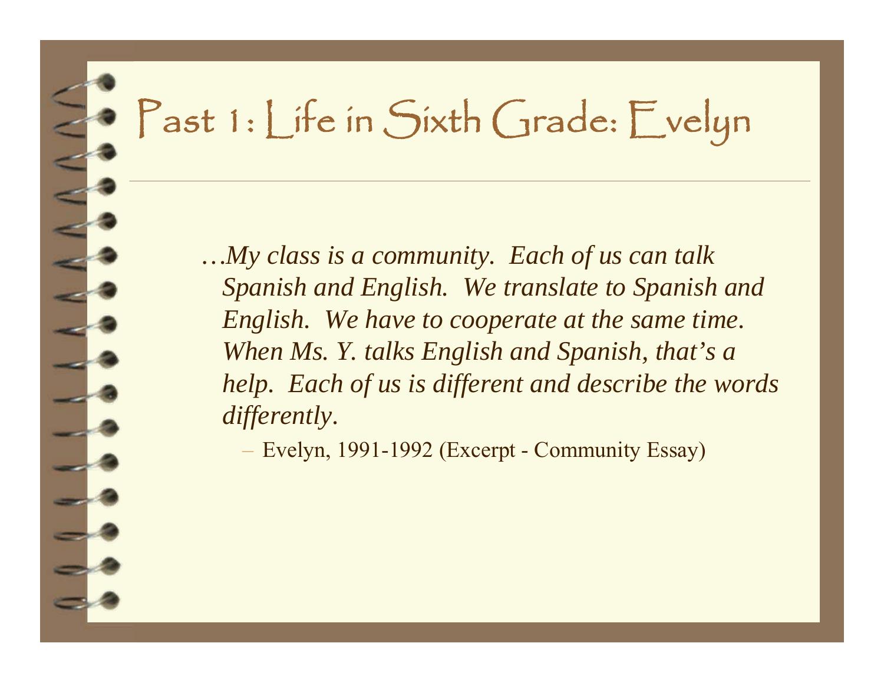# Past 1: Life in Sixth Grade: Evelyn

*…My class is a community. Each of us can talk Spanish and English. We translate to Spanish and English. We have to cooperate at the same time. When Ms. Y. talks English and Spanish, that's a help. Each of us is different and describe the words differently.*

– Evelyn, 1991-1992 (Excerpt - Community Essay)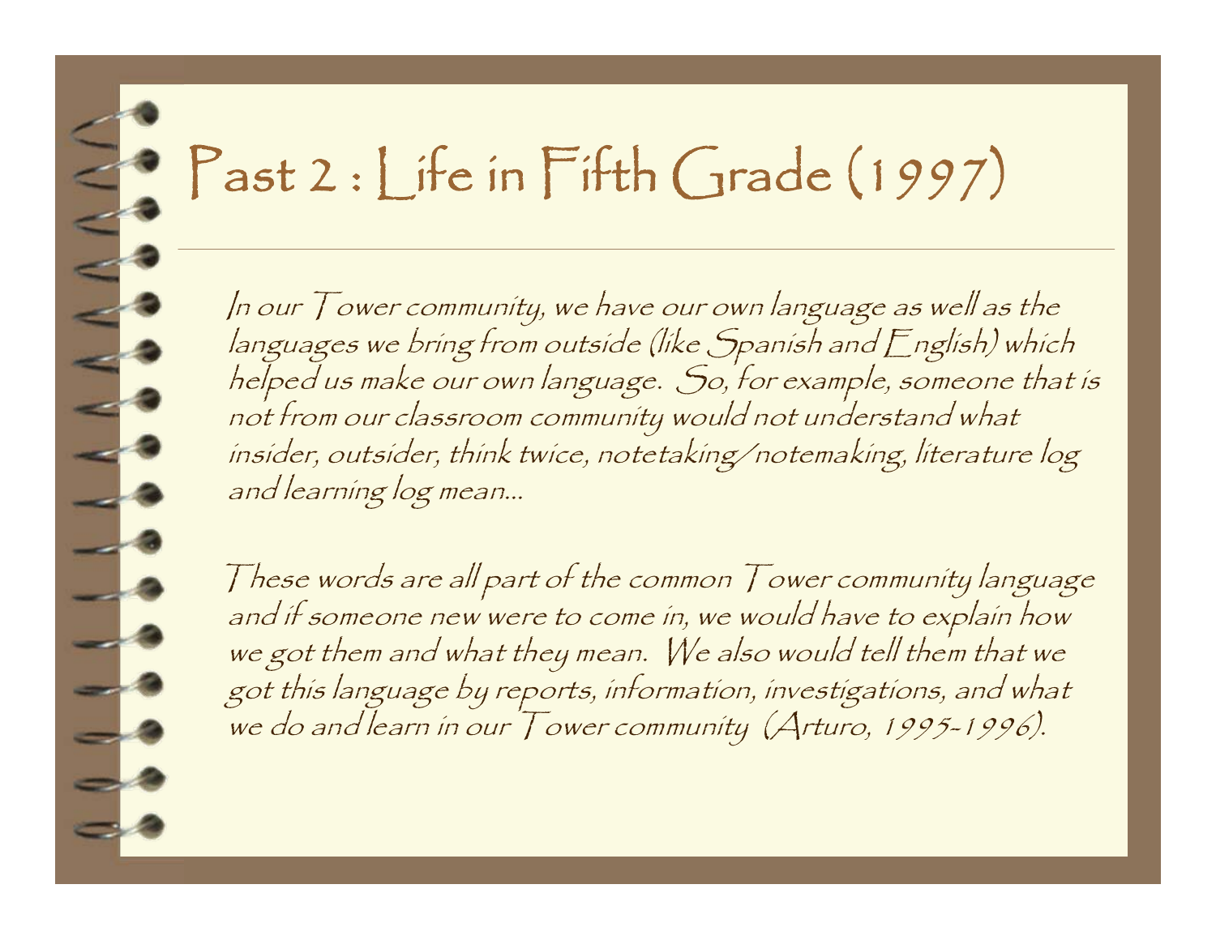# Past 2 : Life in Fifth Grade (1997)

*In our Tower community, we have our own language as well as the languages we bring from outside (like Spanish and English) which helped us make our own language. So, for example, someone that is not from our classroom community would not understand what insider, outsider, think twice, notetaking/notemaking, literature log and learning log mean…*

*These words are all part of the common Tower community language and if someone new were to come in, we would have to explain how we got them and what they mean. We also would tell them that we got this language by reports, information, investigations, and what we do and learn in our Tower community (Arturo, 1995-1996).*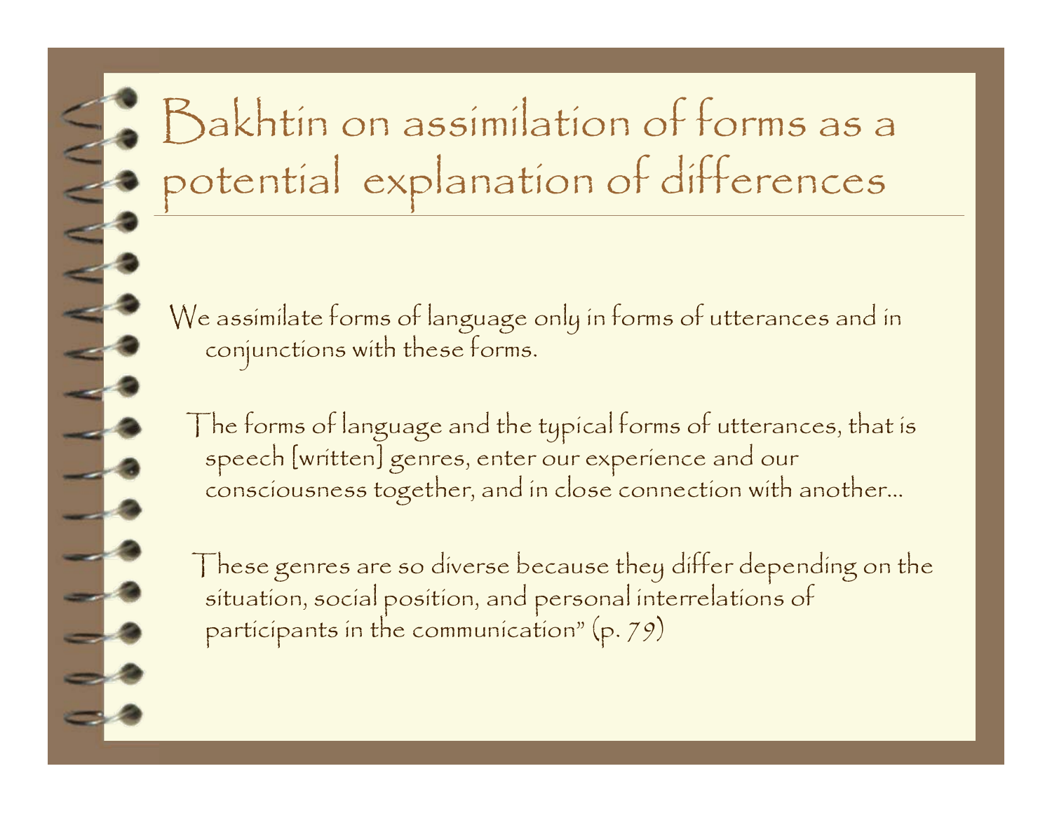# Bakhtin on assimilation of forms as a potential explanation of differences

We assimilate forms of language only in forms of utterances and in conjunctions with these forms.

The forms of language and the typical forms of utterances, that is speech [written] genres, enter our experience and our consciousness together, and in close connection with another…

These genres are so diverse because they differ depending on the situation, social position, and personal interrelations of participants in the communication" (p. 79)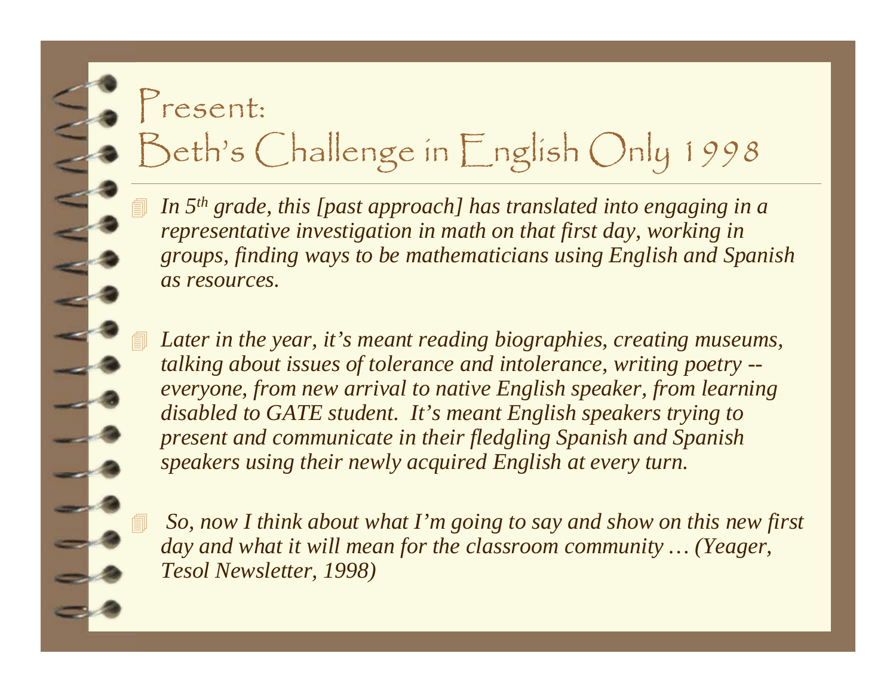# Present:
# Beth's Challenge in English Only 1998

- *In 5th grade, this [past approach] has translated into engaging in a representative investigation in math on that first day, working in groups, finding ways to be mathematicians using English and Spanish as resources.*

- *Later in the year, it's meant reading biographies, creating museums, talking about issues of tolerance and intolerance, writing poetry -- everyone, from new arrival to native English speaker, from learning disabled to GATE student. It's meant English speakers trying to present and communicate in their fledgling Spanish and Spanish speakers using their newly acquired English at every turn.*

- *So, now I think about what I'm going to say and show on this new first day and what it will mean for the classroom community … (Yeager, Tesol Newsletter, 1998)*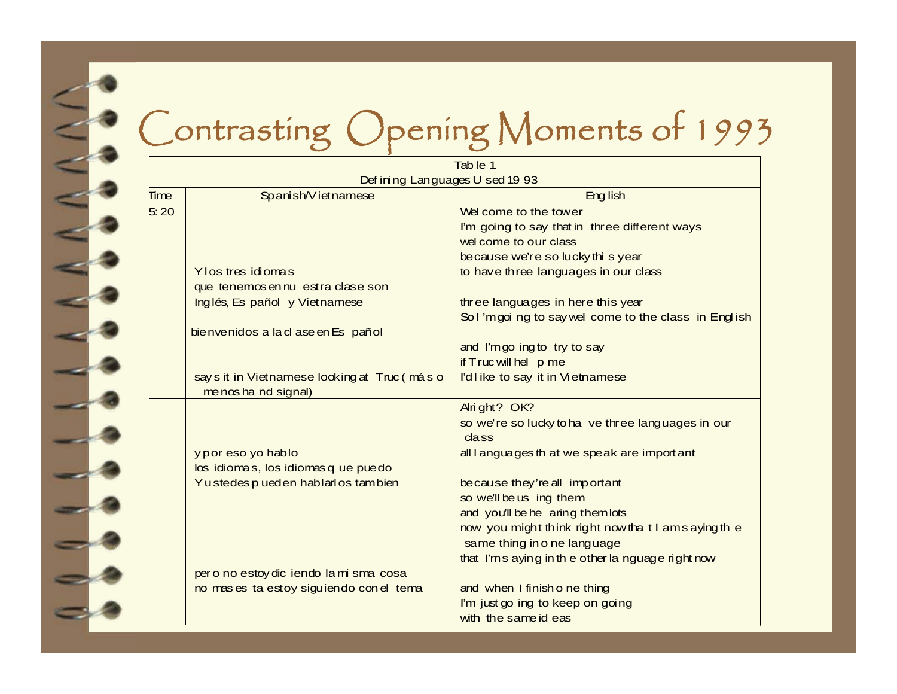# Contrasting Opening Moments of 1993

Table 1
Defining Languages Used 1993

| Time | Spanish/Vietnamese | English |
|---|---|---|
| 5:20 | | Welcome to the tower |
| | | I'm going to say that in three different ways |
| | | welcome to our class |
| | | because we're so lucky this year |
| | Y los tres idiomas | to have three languages in our class |
| | que tenemos en nuestra clase son | |
| | Inglés, Español y Vietnamese | three languages in here this year |
| | | So I'm going to say welcome to the class in English |
| | bienvenidos a la clase en Español | |
| | | and I'm going to try to say |
| | | if Truc will help me |
| | says it in Vietnamese looking at Truc (más o menos hand signal) | I'd like to say it in Vietnamese |
| | | Alright? OK? |
| | | so we're so lucky to have three languages in our class |
| | y por eso yo hablo | all languages that we speak are important |
| | los idiomas, los idiomas que puedo | |
| | Y ustedes pueden hablarlos tambien | because they're all important |
| | | so we'll be using them |
| | | and you'll be hearing them lots |
| | | now you might think right now that I am saying the same thing in one language |
| | | that I'm saying in the other language right now |
| | pero no estoy diciendo la misma cosa | |
| | no mas esta estoy siguiendo con el tema | and when I finish one thing |
| | | I'm just going to keep on going |
| | | with the same ideas |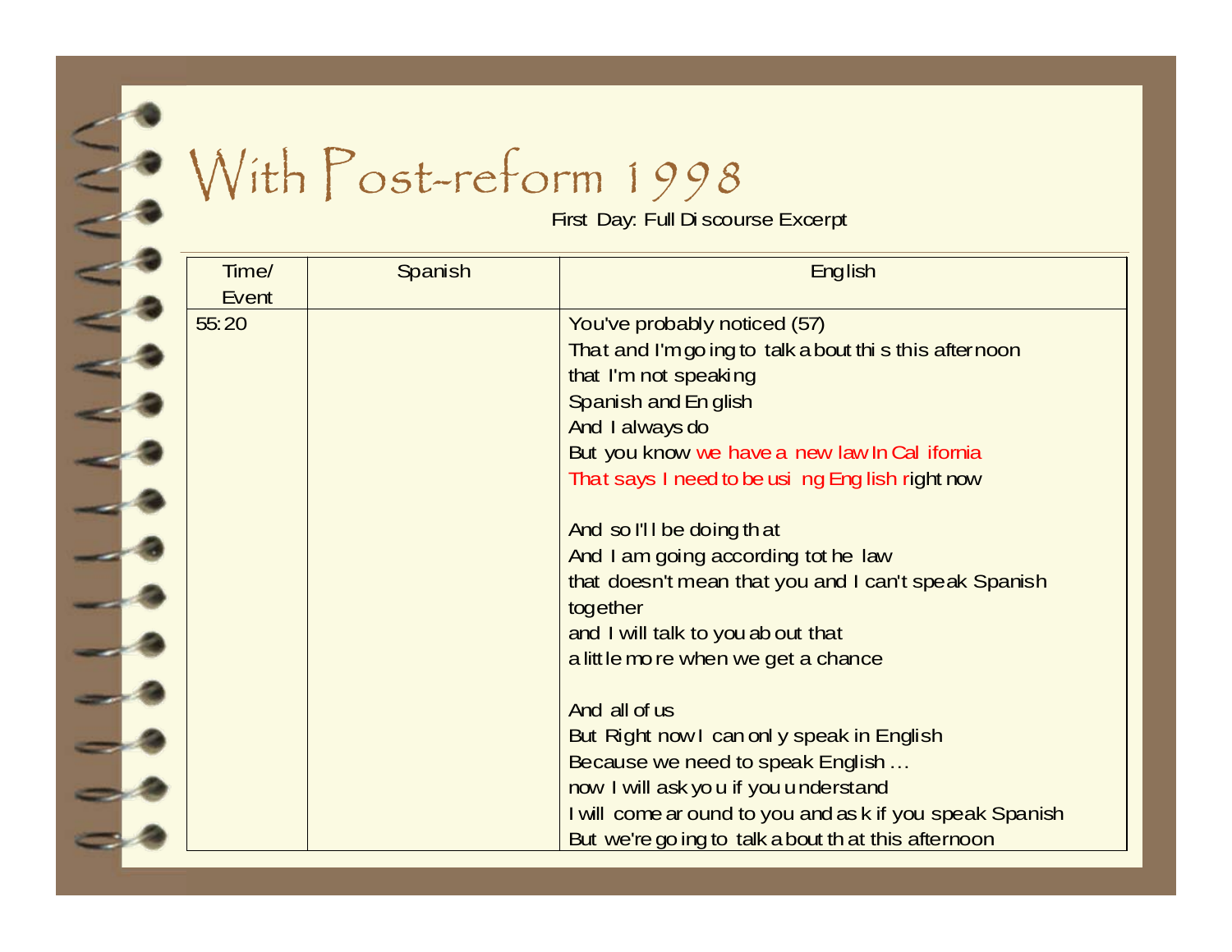# With Post-reform 1998

First Day: Full Discourse Excerpt

| Time/ Event | Spanish | English |
|---|---|---|
| 55:20 | | You've probably noticed (57)<br>That and I'm going to talk about this this afternoon<br>that I'm not speaking<br>Spanish and English<br>And I always do<br>But you know we have a new law In California<br>That says I need to be using English right now<br><br>And so I'll be doing that<br>And I am going according to the law<br>that doesn't mean that you and I can't speak Spanish together<br>and I will talk to you about that<br>a little more when we get a chance<br><br>And all of us<br>But Right now I can only speak in English<br>Because we need to speak English …<br>now I will ask you if you understand<br>I will come around to you and ask if you speak Spanish<br>But we're going to talk about that this afternoon |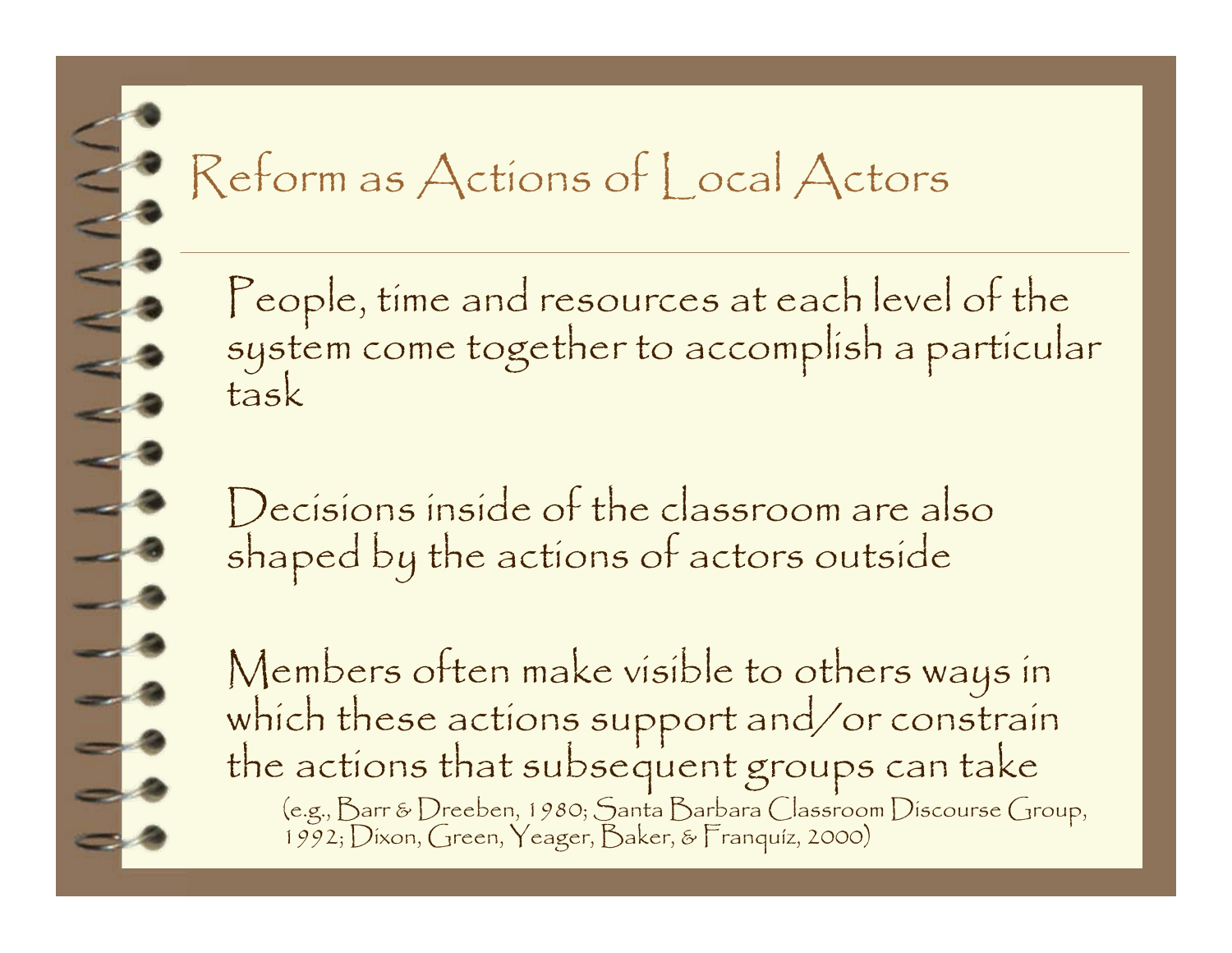# Reform as Actions of Local Actors

People, time and resources at each level of the system come together to accomplish a particular task

Decisions inside of the classroom are also shaped by the actions of actors outside

Members often make visible to others ways in which these actions support and/or constrain the actions that subsequent groups can take

(e.g., Barr & Dreeben, 1980; Santa Barbara Classroom Discourse Group, 1992; Dixon, Green, Yeager, Baker, & Franquíz, 2000)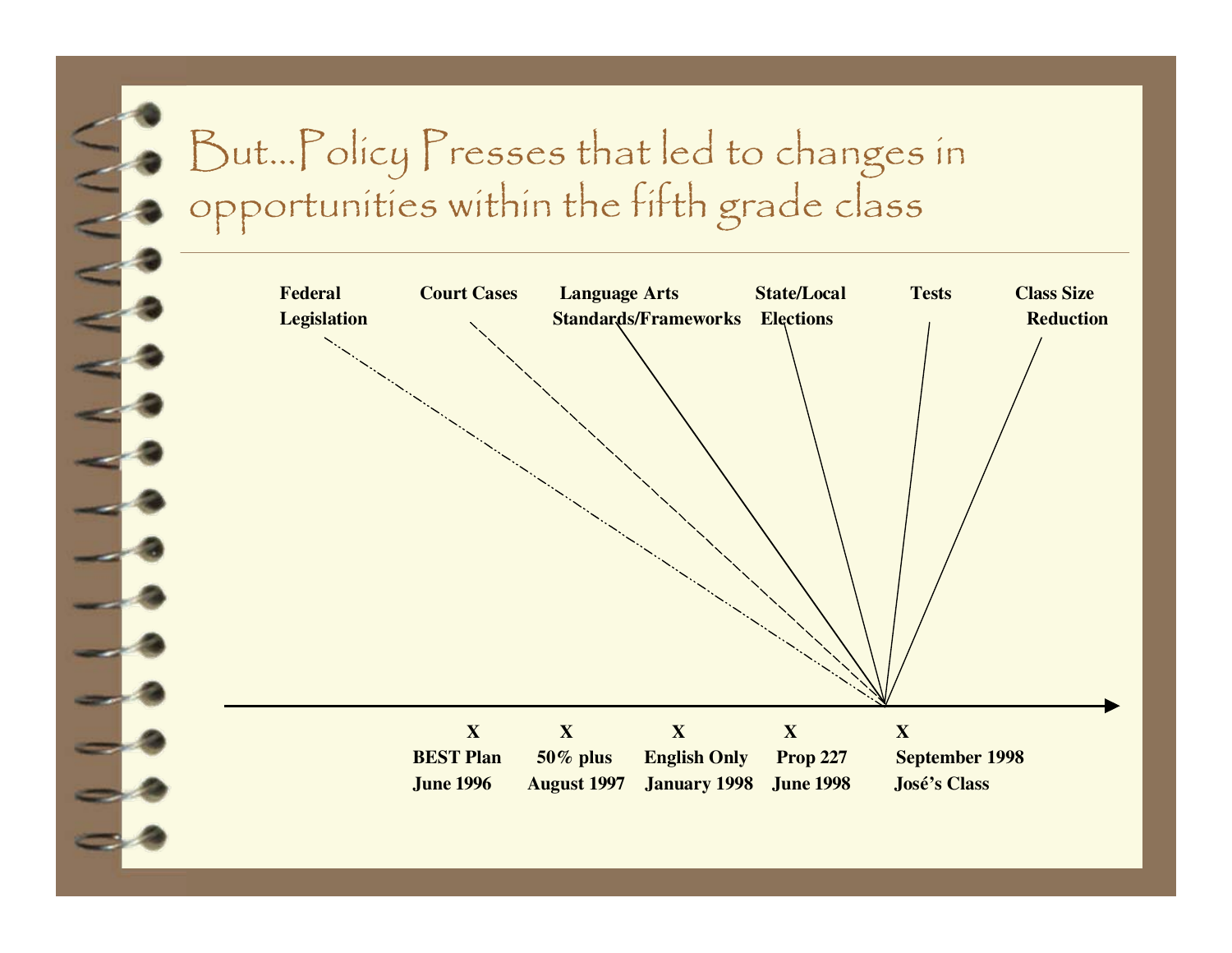# But...Policy Presses that led to changes in opportunities within the fifth grade class

**Federal Legislation**

**Court Cases**

**Language Arts Standards/Frameworks**

**State/Local Elections**

**Tests**

**Class Size Reduction**

| X | X | X | X | X |
|---|---|---|---|---|
| **BEST Plan** | **50% plus** | **English Only** | **Prop 227** | **September 1998** |
| **June 1996** | **August 1997** | **January 1998** | **June 1998** | **José's Class** |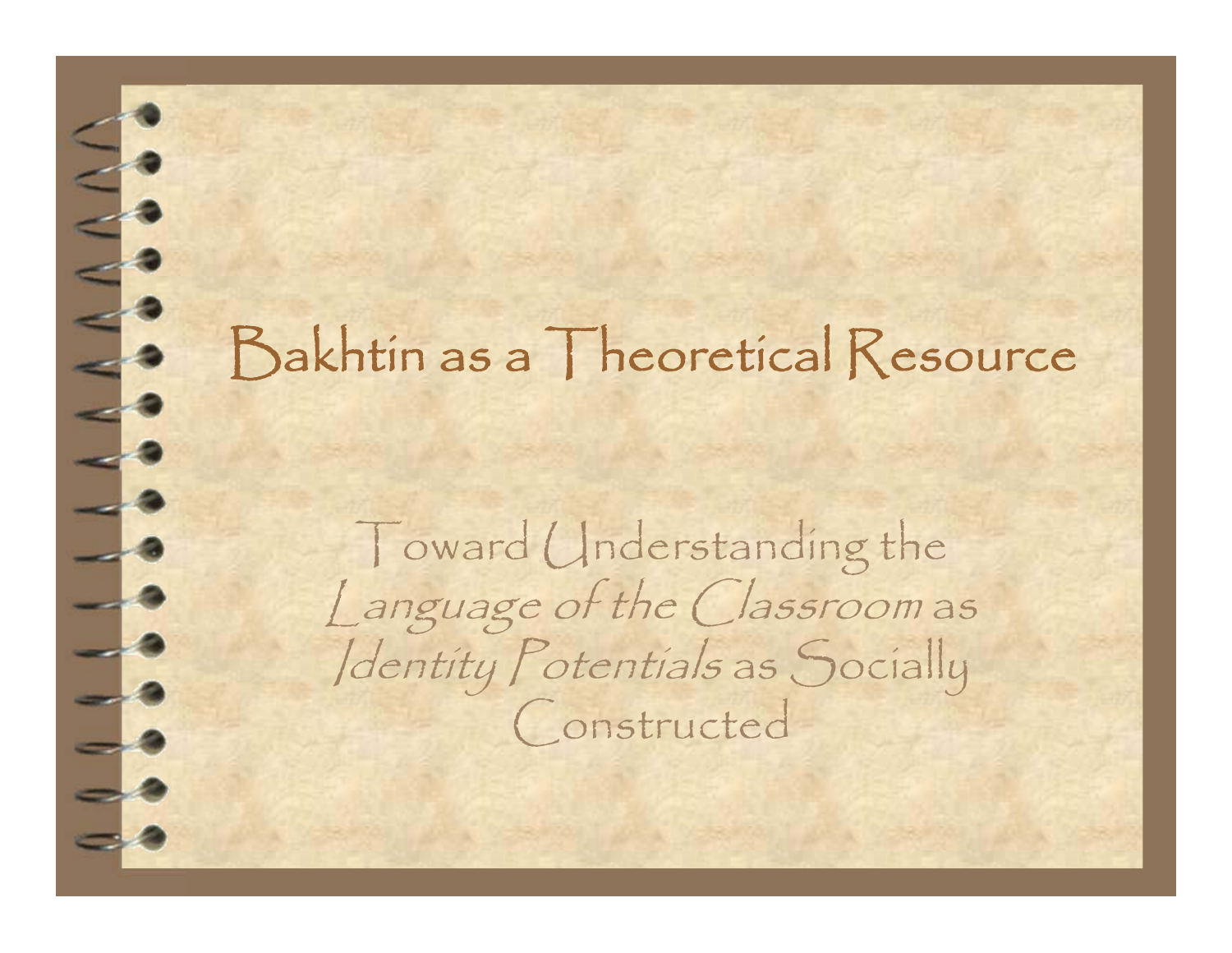# Bakhtin as a Theoretical Resource

Toward Understanding the *Language of the Classroom* as *Identity Potentials* as Socially Constructed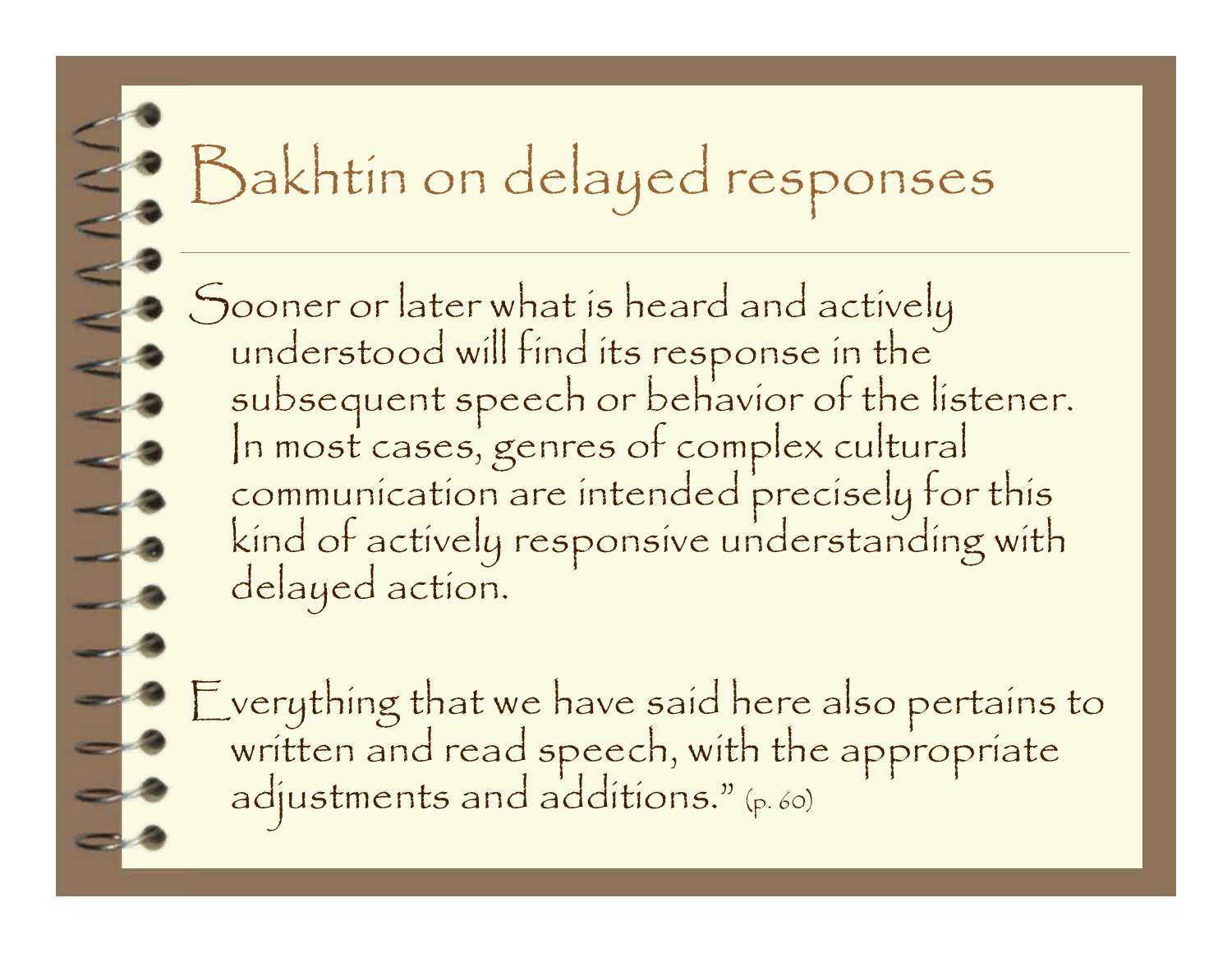# Bakhtin on delayed responses

Sooner or later what is heard and actively understood will find its response in the subsequent speech or behavior of the listener. In most cases, genres of complex cultural communication are intended precisely for this kind of actively responsive understanding with delayed action.

Everything that we have said here also pertains to written and read speech, with the appropriate adjustments and additions." (p. 60)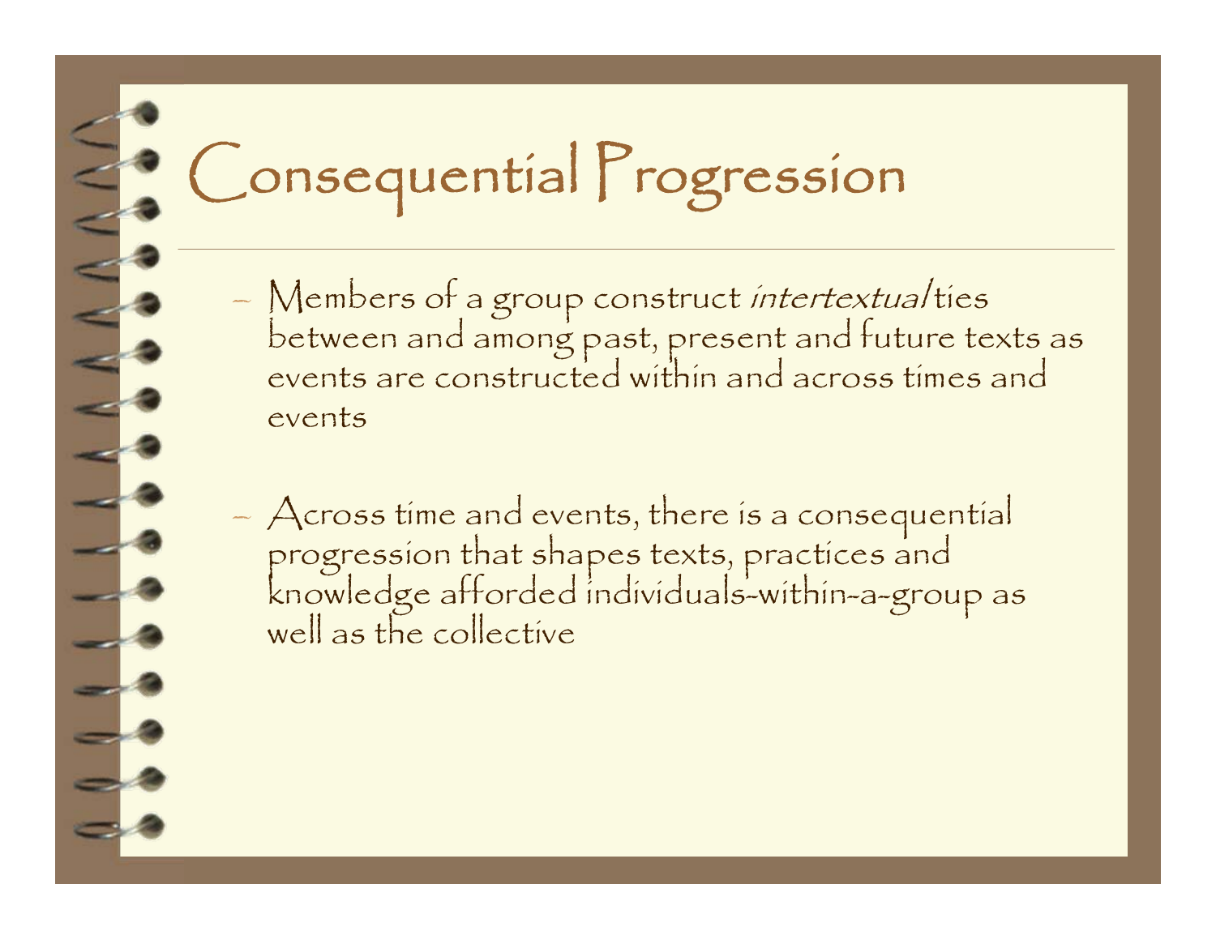# Consequential Progression

- Members of a group construct *intertextual* ties between and among past, present and future texts as events are constructed within and across times and events

- Across time and events, there is a consequential progression that shapes texts, practices and knowledge afforded individuals-within-a-group as well as the collective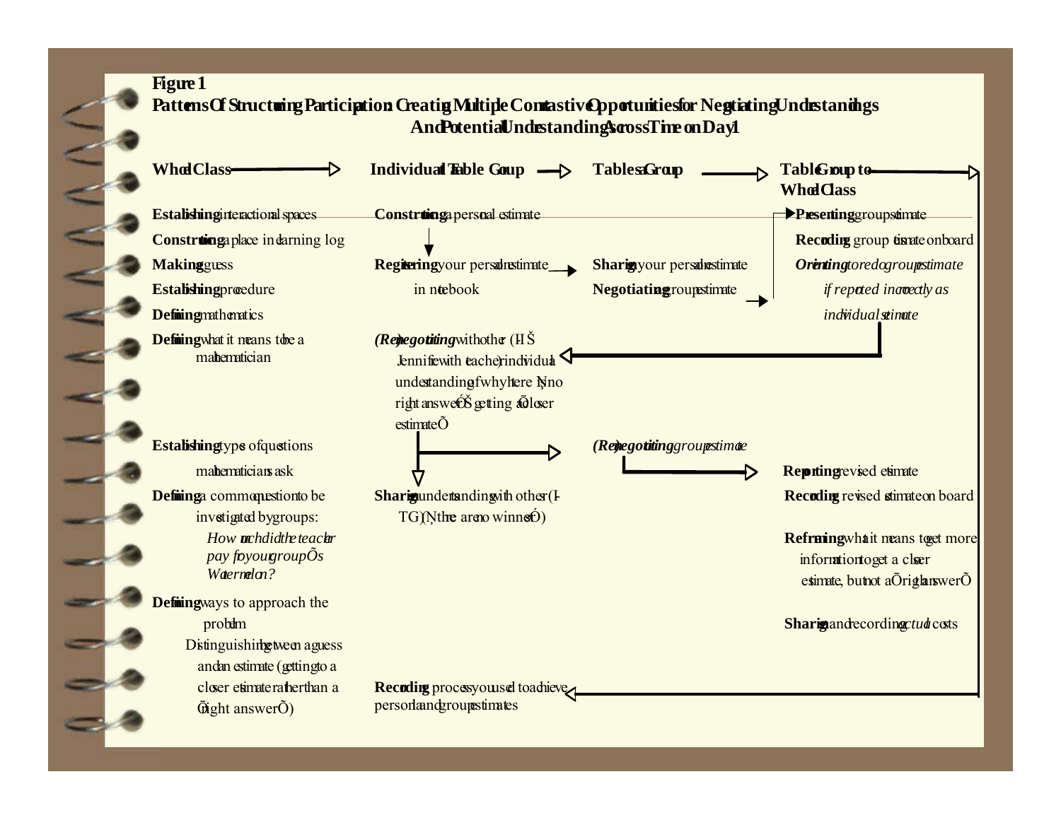**Figure 1**

**Patterns Of Structuring Participation: Creating Multiple Contrastive Opportunities for Negotiating Understandings And Potential Understandings Across Time on Day 1**

| Whole Class | Individual Table Group | Tables Group | Table Group to Whole Class |
|---|---|---|---|
| **Establishing** interactional spaces | **Constructing** a personal estimate | | **Presenting** group estimate |
| **Constructing** a place in learning log | | | **Recording** group estimate on board |
| **Making** guess | **Registering** your personal estimate in notebook | **Sharing** your personal estimate | ***Orienting** to redo group estimate if reported incorrectly as individual estimate* |
| **Establishing** procedure | | **Negotiating** a group estimate | |
| **Defining** mathematics | | | |
| **Defining** what it means to be a mathematician | ***(Re)negotiating** with other (I-Š Jennifer with teacher) individual understanding of why there Ņ no right answerŠ getting a closer estimateÕ* | | |
| **Establishing** types of questions mathematicians ask | | ***(Re)negotiating** group estimate* | |
| | | | **Reporting** revised estimate |
| **Defining** a common question to be investigated by groups: *How much did the teacher pay for your groupÕs Watermelon?* | **Sharing** understanding with others (I-TG) (Ņthere are no winnersÓ) | | **Recording** revised estimate on board |
| | | | **Reframing** what it means to get more information to get a closer estimate, but not a Ōright answerÕ |
| **Defining** ways to approach the problem | | | **Sharing** and recording *actual* costs |
| Distinguishing between a guess and an estimate (getting to a closer estimate rather than a Ōright answerÕ) | **Recording** process you used to achieve personal and group estimates | | |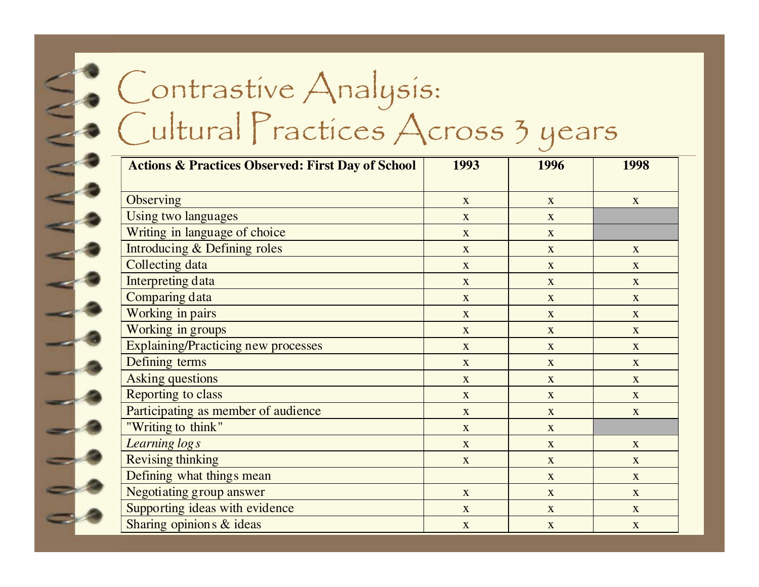# Contrastive Analysis: Cultural Practices Across 3 years

| Actions & Practices Observed: First Day of School | 1993 | 1996 | 1998 |
|---|---|---|---|
| Observing | x | x | x |
| Using two languages | x | x | |
| Writing in language of choice | x | x | |
| Introducing & Defining roles | x | x | x |
| Collecting data | x | x | x |
| Interpreting data | x | x | x |
| Comparing data | x | x | x |
| Working in pairs | x | x | x |
| Working in groups | x | x | x |
| Explaining/Practicing new processes | x | x | x |
| Defining terms | x | x | x |
| Asking questions | x | x | x |
| Reporting to class | x | x | x |
| Participating as member of audience | x | x | x |
| "Writing to think" | x | x | |
| *Learning logs* | x | x | x |
| Revising thinking | x | x | x |
| Defining what things mean | | x | x |
| Negotiating group answer | x | x | x |
| Supporting ideas with evidence | x | x | x |
| Sharing opinions & ideas | x | x | x |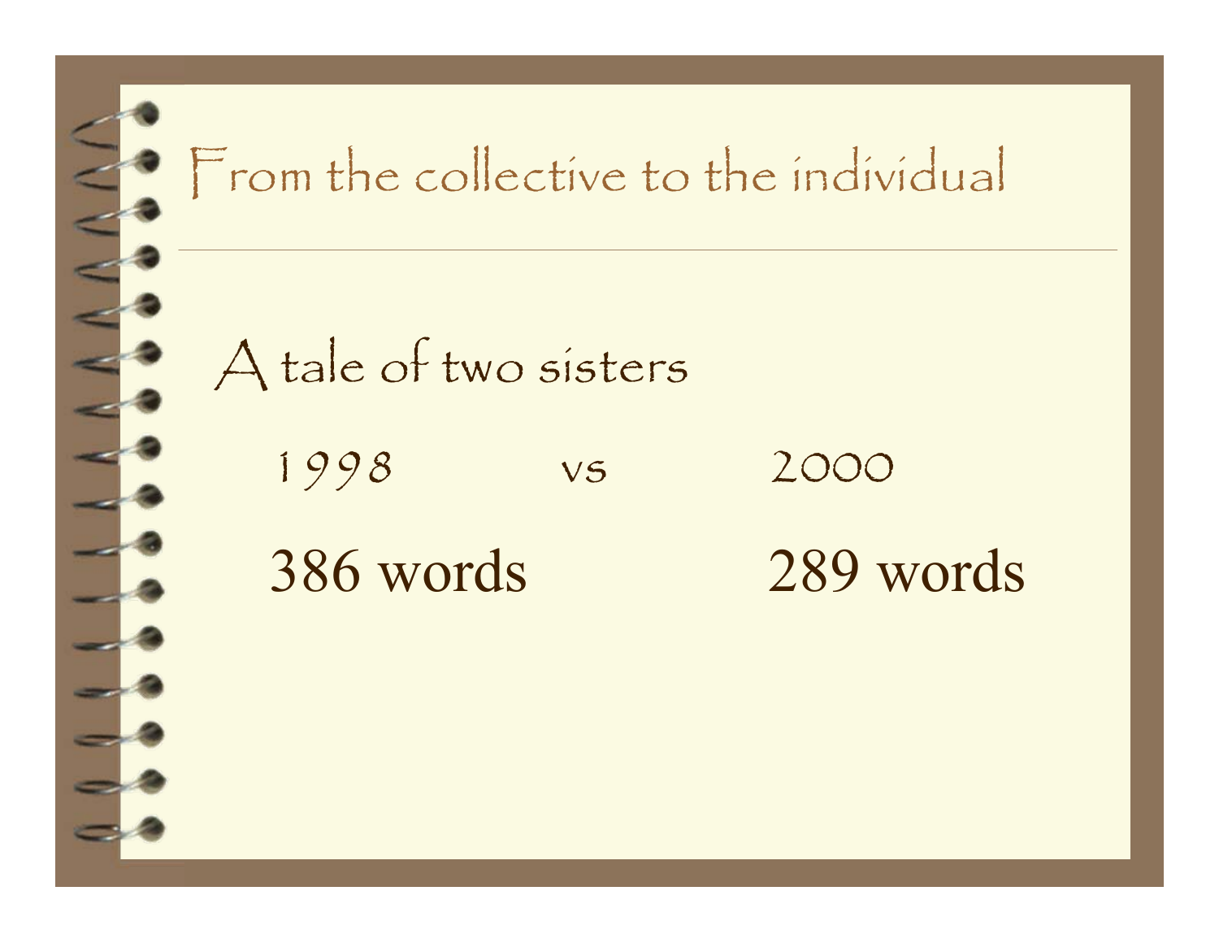# From the collective to the individual

A tale of two sisters

| 1998 | vs | 2000 |
| --- | --- | --- |
| 386 words | | 289 words |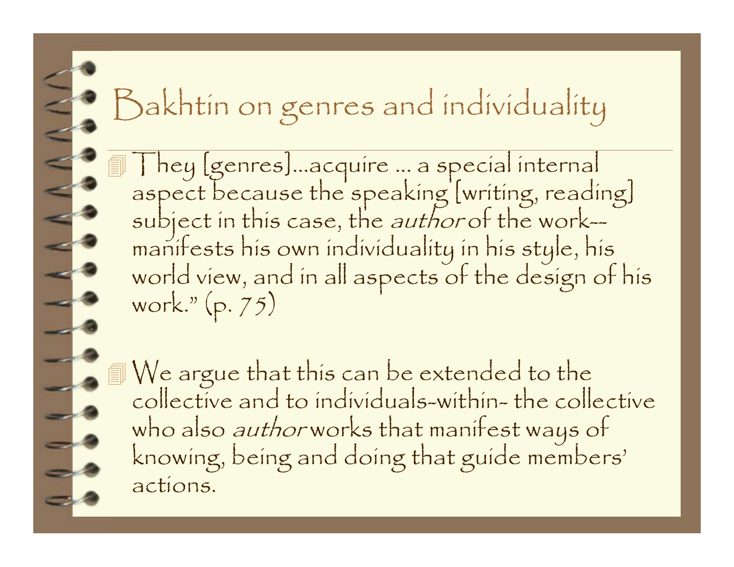# Bakhtin on genres and individuality

- They [genres]…acquire … a special internal aspect because the speaking [writing, reading] subject in this case, the *author* of the work--manifests his own individuality in his style, his world view, and in all aspects of the design of his work." (p. 75)

- We argue that this can be extended to the collective and to individuals-within- the collective who also *author* works that manifest ways of knowing, being and doing that guide members' actions.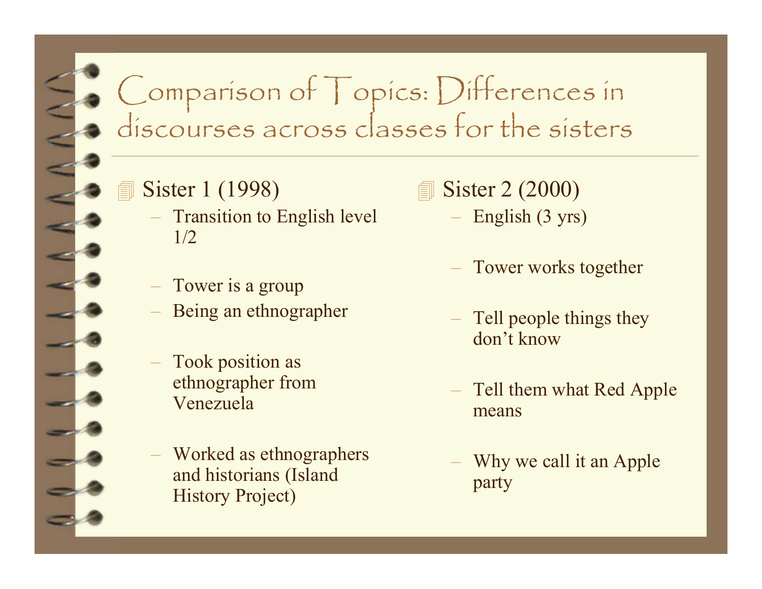# Comparison of Topics: Differences in discourses across classes for the sisters

- Sister 1 (1998)
  - Transition to English level 1/2
  - Tower is a group
  - Being an ethnographer
  - Took position as ethnographer from Venezuela
  - Worked as ethnographers and historians (Island History Project)

- Sister 2 (2000)
  - English (3 yrs)
  - Tower works together
  - Tell people things they don't know
  - Tell them what Red Apple means
  - Why we call it an Apple party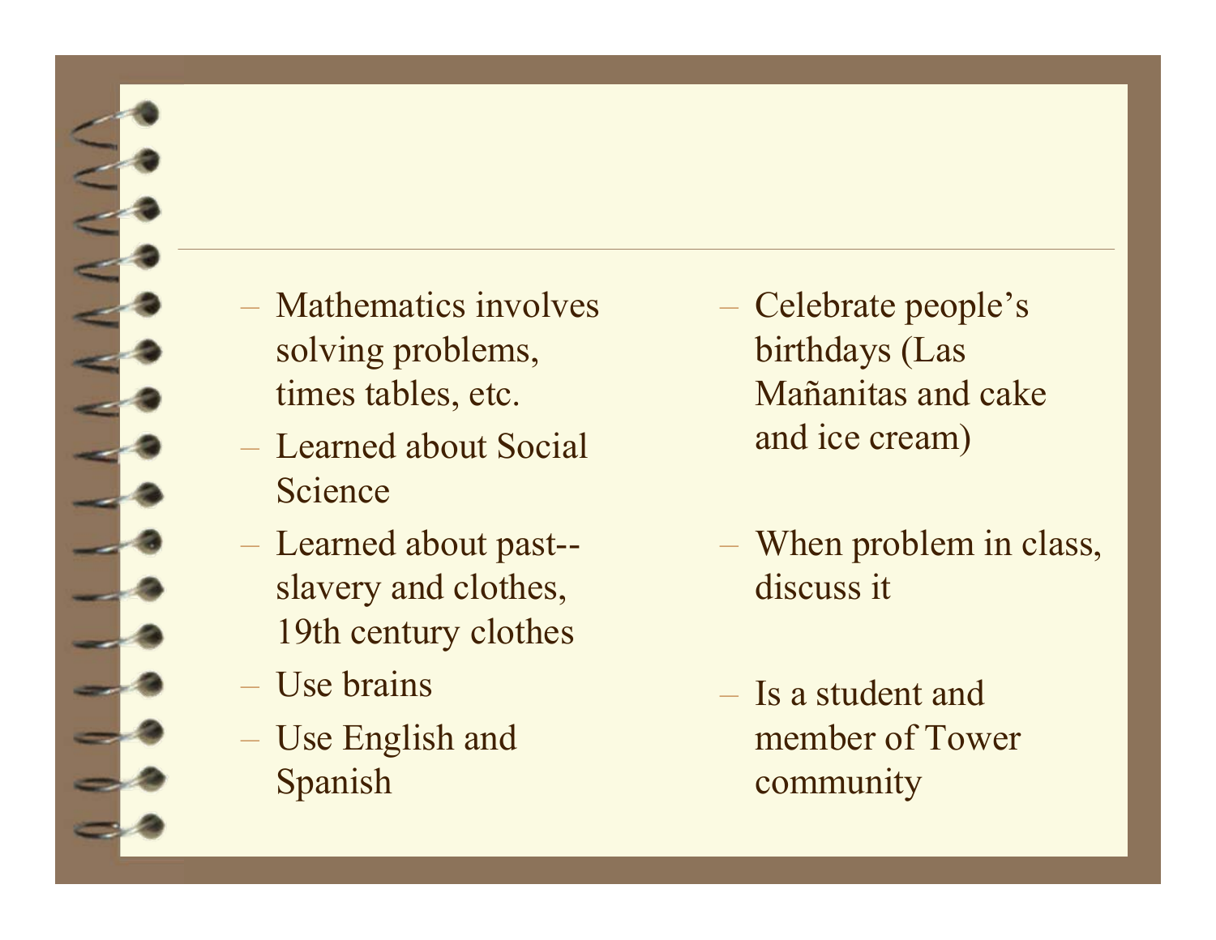- Mathematics involves solving problems, times tables, etc.
- Learned about Social Science
- Learned about past--slavery and clothes, 19th century clothes
- Use brains
- Use English and Spanish
- Celebrate people's birthdays (Las Mañanitas and cake and ice cream)
- When problem in class, discuss it
- Is a student and member of Tower community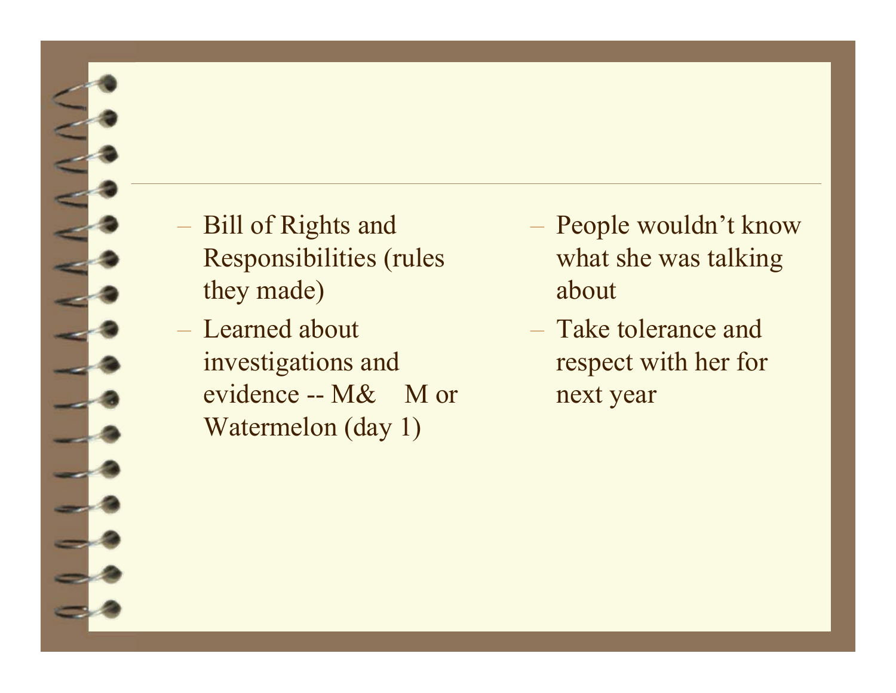- Bill of Rights and Responsibilities (rules they made)
- Learned about investigations and evidence -- M& M or Watermelon (day 1)
- People wouldn’t know what she was talking about
- Take tolerance and respect with her for next year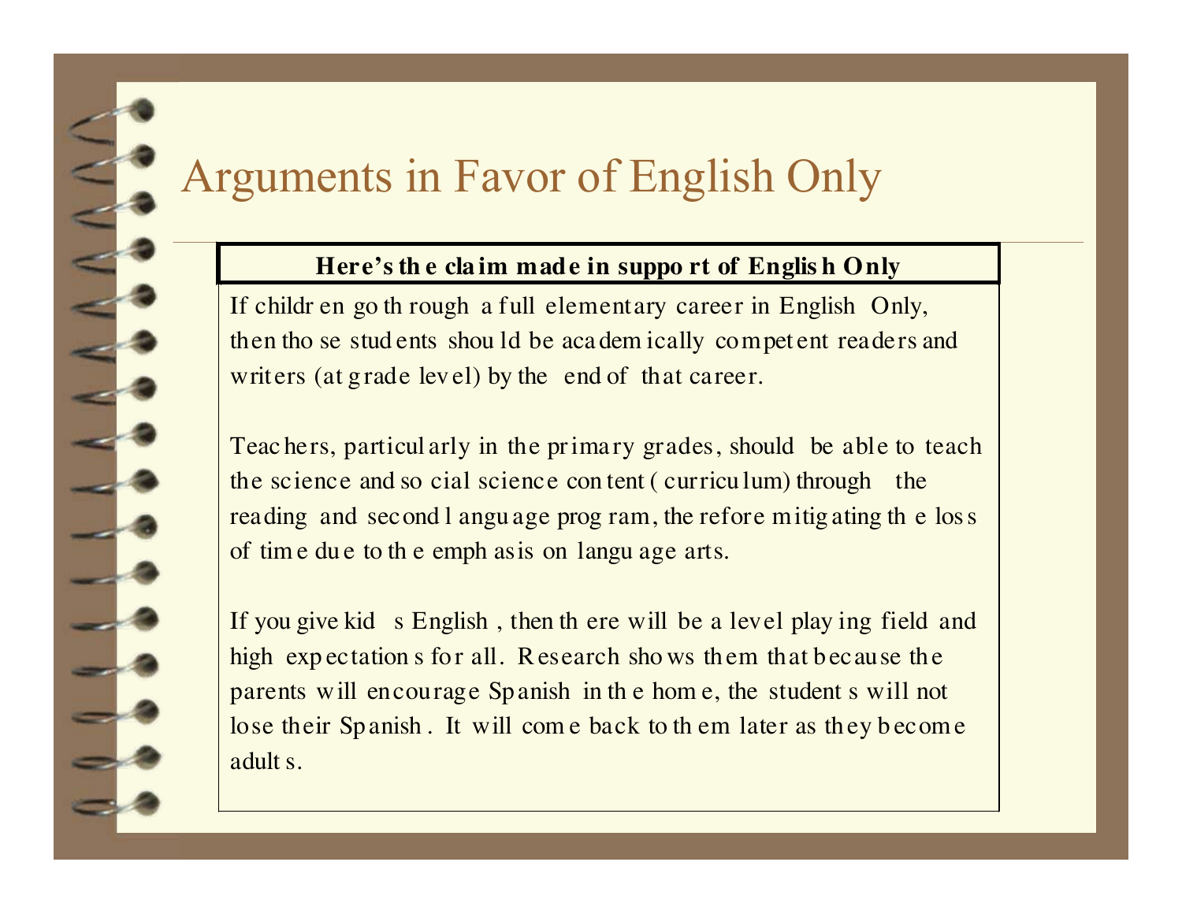# Arguments in Favor of English Only

**Here's the claim made in support of English Only**

If children go through a full elementary career in English Only, then those students should be academically competent readers and writers (at grade level) by the end of that career.

Teachers, particularly in the primary grades, should be able to teach the science and social science content (curriculum) through the reading and second language program, therefore mitigating the loss of time due to the emphasis on language arts.

If you give kids English, then there will be a level playing field and high expectations for all. Research shows them that because the parents will encourage Spanish in the home, the students will not lose their Spanish. It will come back to them later as they become adults.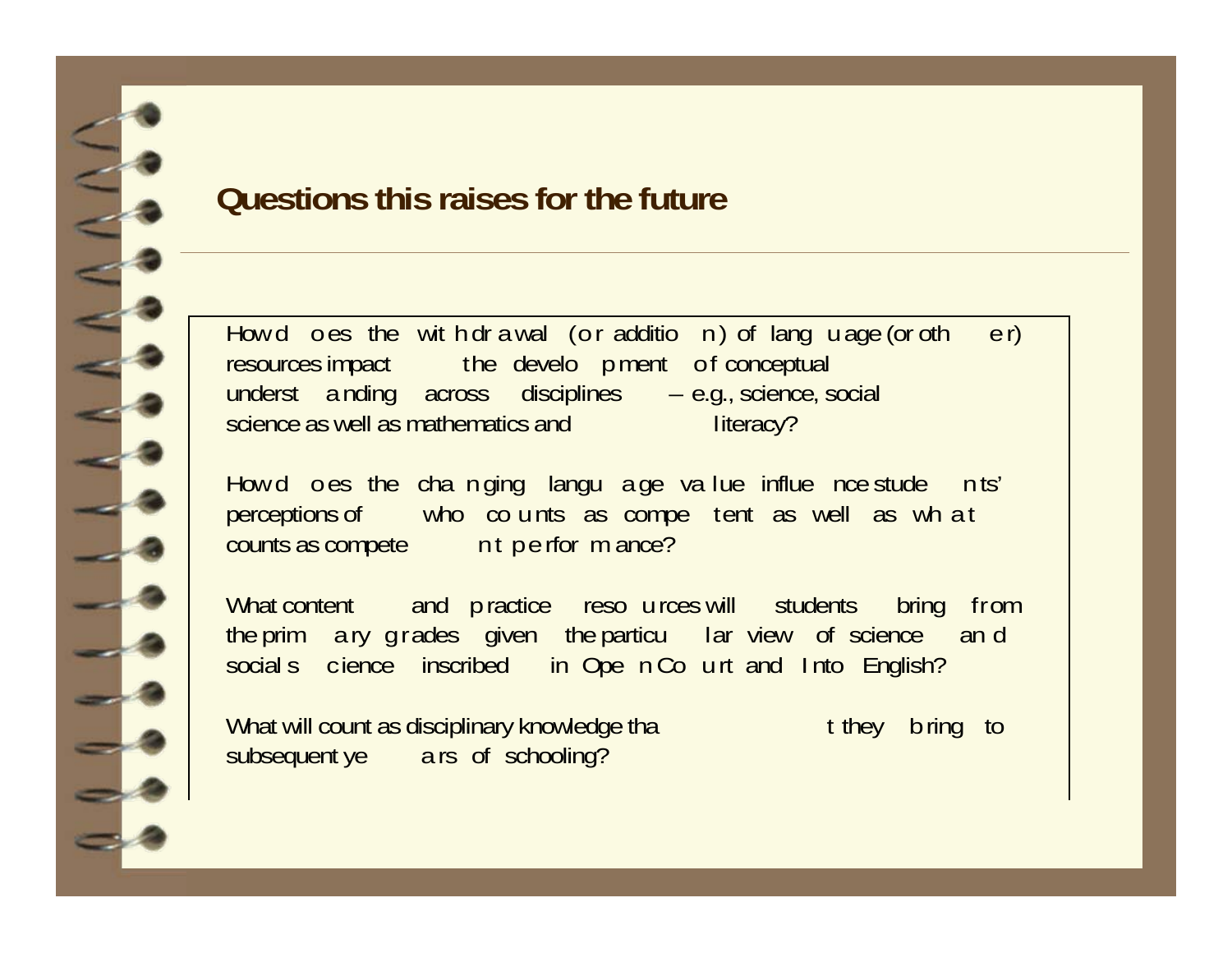## Questions this raises for the future

How does the withdrawal (or addition) of language (or other) resources impact the development of conceptual understanding across disciplines – e.g., science, social science as well as mathematics and literacy?

How does the changing language value influence students' perceptions of who counts as competent as well as what counts as competent performance?

What content and practice resources will students bring from the primary grades given the particular view of science and social science inscribed in Open Court and Into English?

What will count as disciplinary knowledge that they bring to subsequent years of schooling?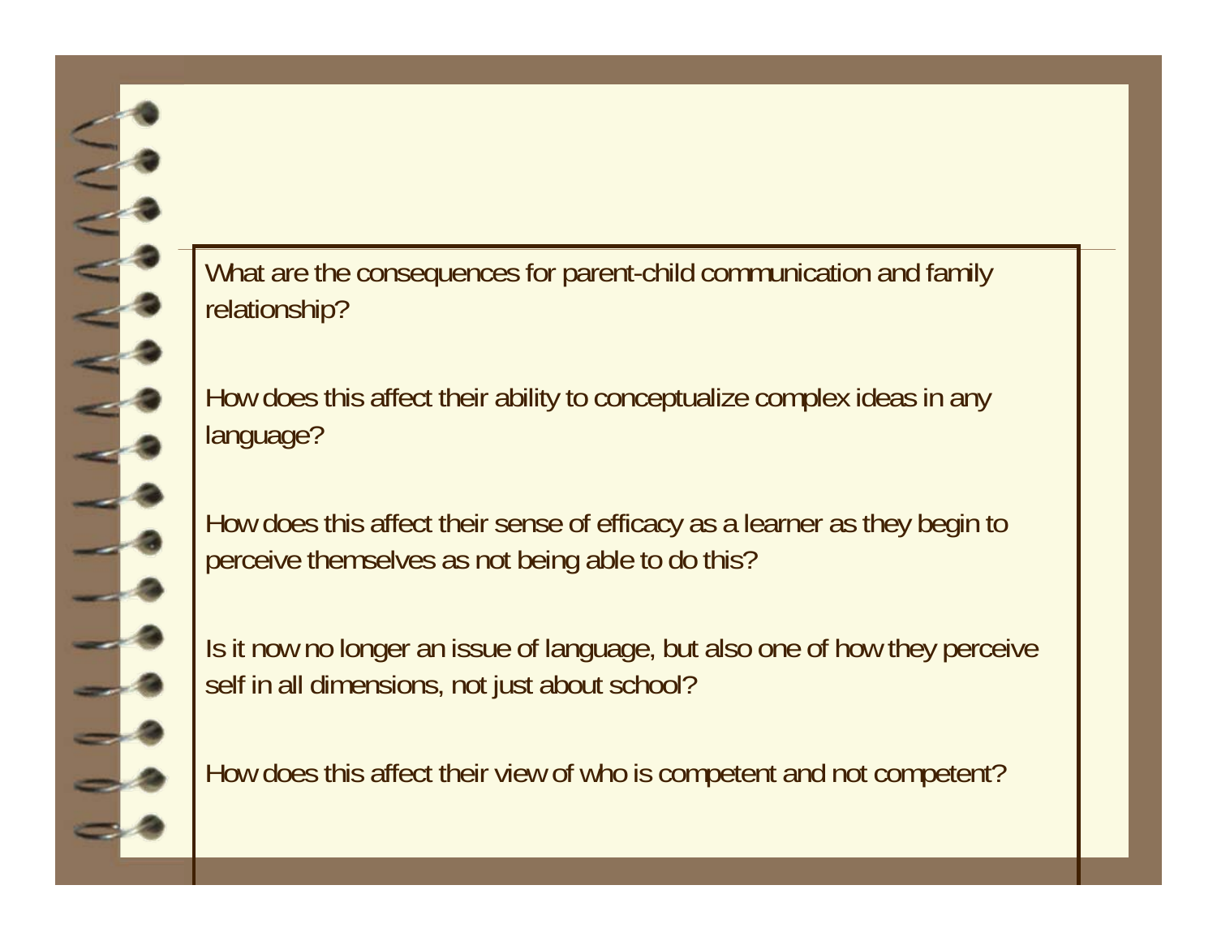What are the consequences for parent-child communication and family relationship?

How does this affect their ability to conceptualize complex ideas in any language?

How does this affect their sense of efficacy as a learner as they begin to perceive themselves as not being able to do this?

Is it now no longer an issue of language, but also one of how they perceive self in all dimensions, not just about school?

How does this affect their view of who is competent and not competent?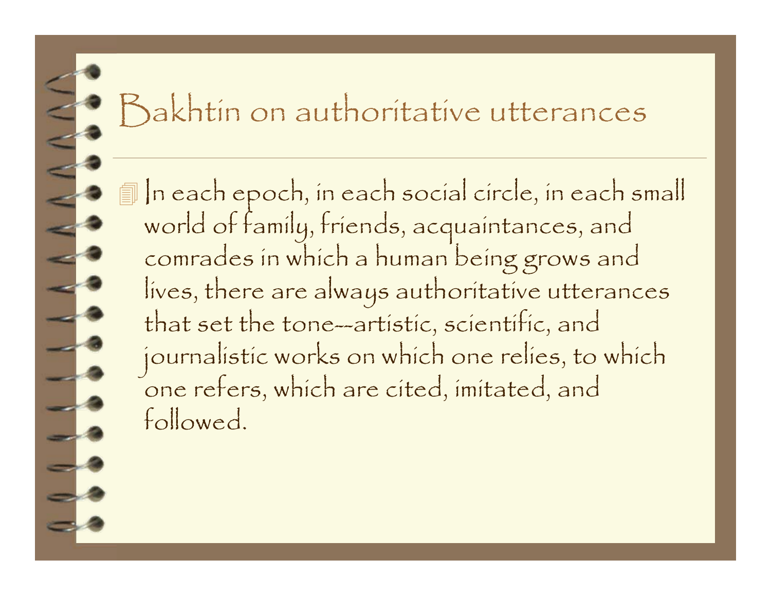# Bakhtin on authoritative utterances

- In each epoch, in each social circle, in each small world of family, friends, acquaintances, and comrades in which a human being grows and lives, there are always authoritative utterances that set the tone--artistic, scientific, and journalistic works on which one relies, to which one refers, which are cited, imitated, and followed.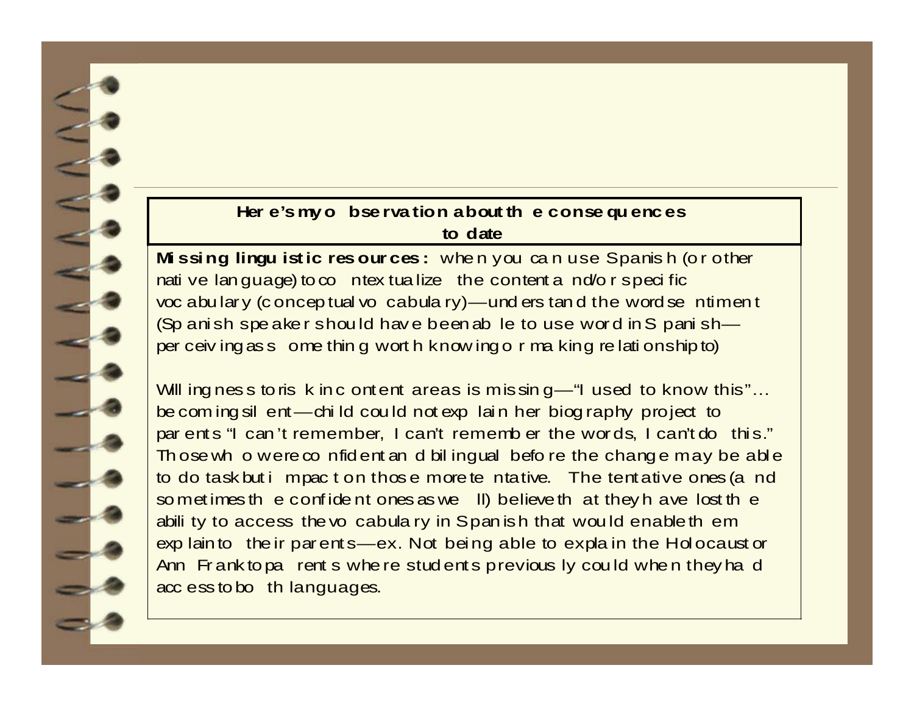## Here's my observation about the consequences to date

**Missing linguistic resources:** when you can use Spanish (or other native language) to contextualize the content and/or specific vocabulary (conceptual vocabulary)—understand the word sentiment (Spanish speaker should have been able to use word in Spanish—perceiving as something worth knowing or making relationship to)

Willingness to risk in content areas is missing—"I used to know this"… becoming silent—child could not explain her biography project to parents "I can't remember, I can't remember the words, I can't do this." Those who were confident and bilingual before the change may be able to do task but impact on those more tentative. The tentative ones (and sometimes the confident ones as well) believe that they have lost the ability to access the vocabulary in Spanish that would enable them explain to their parents—ex. Not being able to explain the Holocaust or Ann Frank to parents where students previously could when they had access to both languages.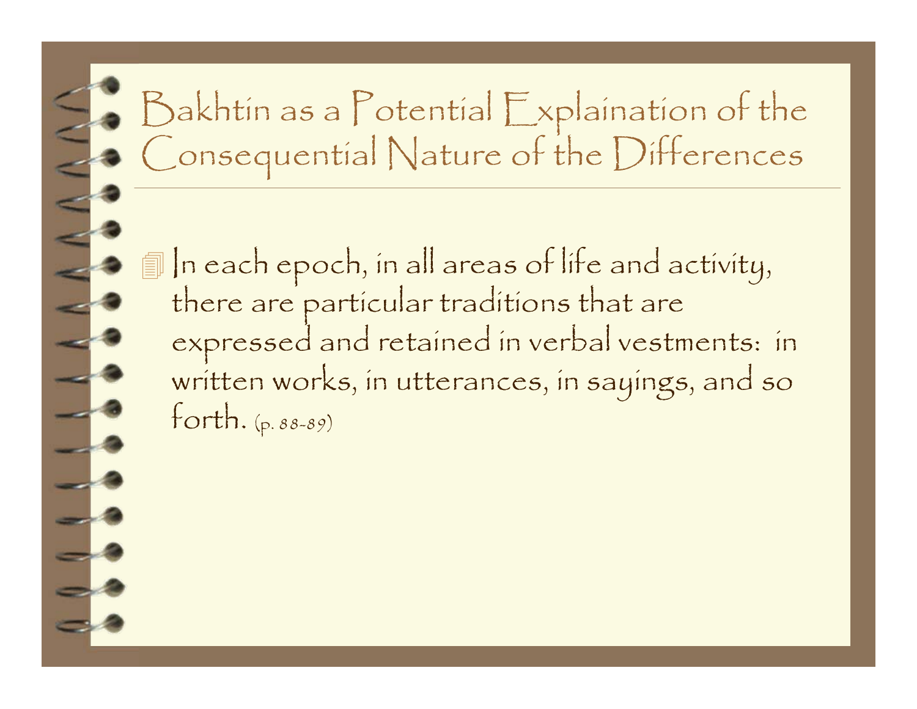# Bakhtin as a Potential Explaination of the Consequential Nature of the Differences

- In each epoch, in all areas of life and activity, there are particular traditions that are expressed and retained in verbal vestments: in written works, in utterances, in sayings, and so forth. (p. 88-89)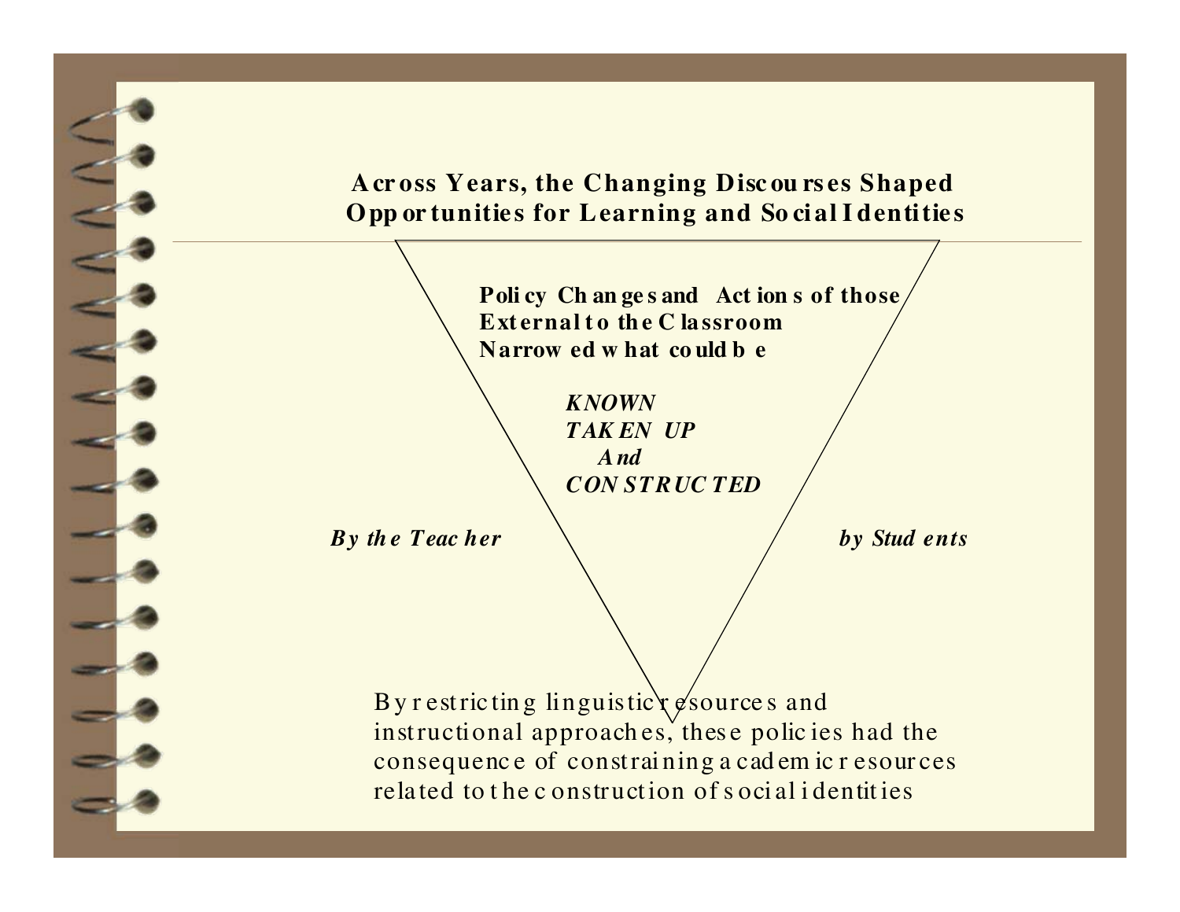## Across Years, the Changing Discourses Shaped Opportunities for Learning and Social Identities

**Policy Changes and Actions of those External to the Classroom Narrowed what could be**

***KNOWN***
***TAKEN UP***
***And***
***CONSTRUCTED***

***By the Teacher*** ***by Students***

By restricting linguistic resources and instructional approaches, these policies had the consequence of constraining academic resources related to the construction of social identities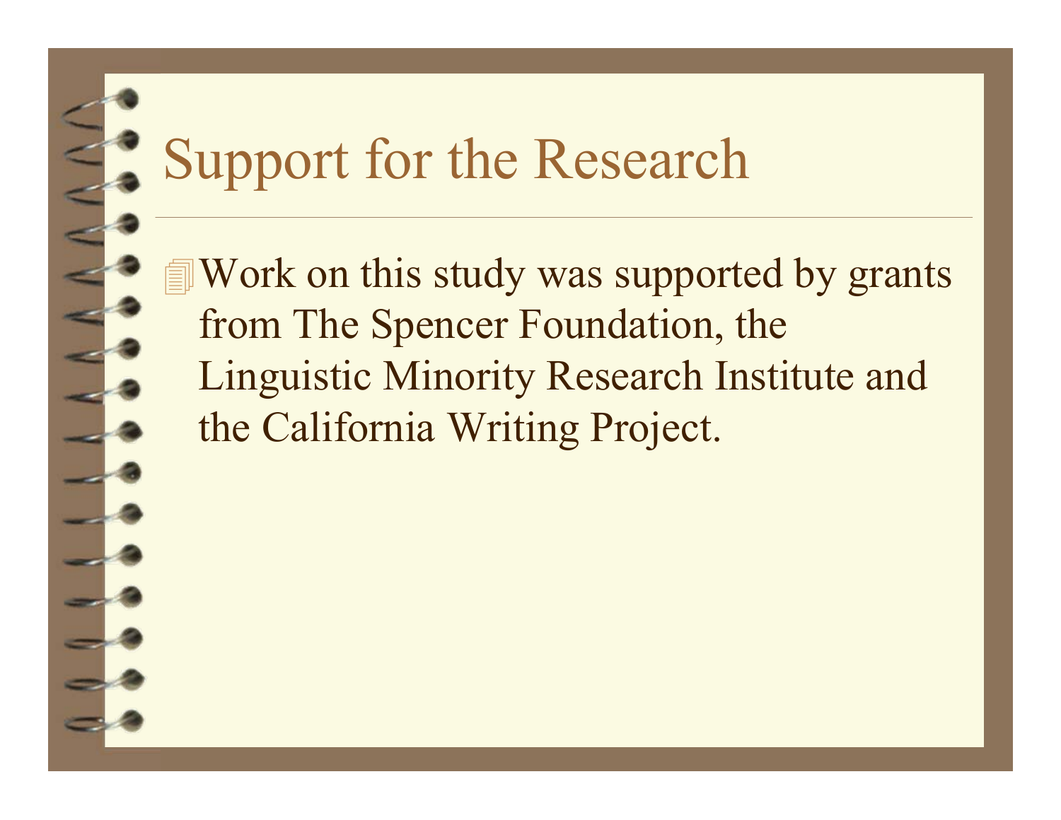# Support for the Research

- Work on this study was supported by grants from The Spencer Foundation, the Linguistic Minority Research Institute and the California Writing Project.